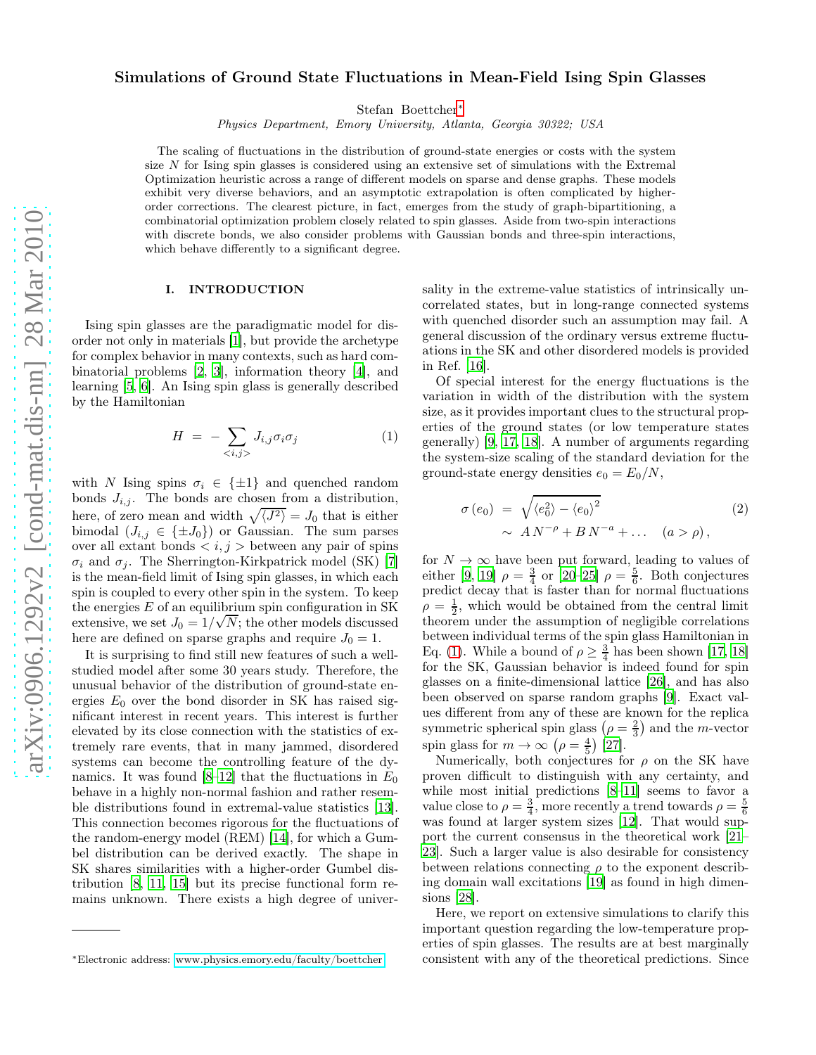# Simulations of Ground State Fluctuations in Mean-Field Ising Spin Glasses

Stefan Boettcher*

*Physics Department, Emory University, Atlanta, Georgia 30322; USA*

The scaling of fluctuations in the distribution of ground-state energies or costs with the system size $N$ for Ising spin glasses is considered using an extensive set of simulations with the Extremal Optimization heuristic across a range of different models on sparse and dense graphs. These models exhibit very diverse behaviors, and an asymptotic extrapolation is often complicated by higher-order corrections. The clearest picture, in fact, emerges from the study of graph-bipartitioning, a combinatorial optimization problem closely related to spin glasses. Aside from two-spin interactions with discrete bonds, we also consider problems with Gaussian bonds and three-spin interactions, which behave differently to a significant degree.

## I. INTRODUCTION

Ising spin glasses are the paradigmatic model for disorder not only in materials [1], but provide the archetype for complex behavior in many contexts, such as hard combinatorial problems [2, 3], information theory [4], and learning [5, 6]. An Ising spin glass is generally described by the Hamiltonian

$$H = -\sum_{<i,j>} J_{i,j}\sigma_i\sigma_j \tag{1}$$

with $N$ Ising spins $\sigma_i \in \{\pm 1\}$ and quenched random bonds $J_{i,j}$. The bonds are chosen from a distribution, here, of zero mean and width $\sqrt{\langle J^2 \rangle} = J_0$ that is either bimodal ($J_{i,j} \in \{\pm J_0\}$) or Gaussian. The sum parses over all extant bonds $< i, j >$ between any pair of spins $\sigma_i$ and $\sigma_j$. The Sherrington-Kirkpatrick model (SK) [7] is the mean-field limit of Ising spin glasses, in which each spin is coupled to every other spin in the system. To keep the energies $E$ of an equilibrium spin configuration in SK extensive, we set $J_0 = 1/\sqrt{N}$; the other models discussed here are defined on sparse graphs and require $J_0 = 1$.

It is surprising to find still new features of such a well-studied model after some 30 years study. Therefore, the unusual behavior of the distribution of ground-state energies $E_0$ over the bond disorder in SK has raised significant interest in recent years. This interest is further elevated by its close connection with the statistics of extremely rare events, that in many jammed, disordered systems can become the controlling feature of the dynamics. It was found [8–12] that the fluctuations in $E_0$ behave in a highly non-normal fashion and rather resemble distributions found in extremal-value statistics [13]. This connection becomes rigorous for the fluctuations of the random-energy model (REM) [14], for which a Gumbel distribution can be derived exactly. The shape in SK shares similarities with a higher-order Gumbel distribution [8, 11, 15] but its precise functional form remains unknown. There exists a high degree of universality in the extreme-value statistics of intrinsically uncorrelated states, but in long-range connected systems with quenched disorder such an assumption may fail. A general discussion of the ordinary versus extreme fluctuations in the SK and other disordered models is provided in Ref. [16].

Of special interest for the energy fluctuations is the variation in width of the distribution with the system size, as it provides important clues to the structural properties of the ground states (or low temperature states generally) [9, 17, 18]. A number of arguments regarding the system-size scaling of the standard deviation for the ground-state energy densities $e_0 = E_0/N$,

$$\begin{aligned} \sigma(e_0) &= \sqrt{\langle e_0^2 \rangle - \langle e_0 \rangle^2} \\ &\sim A\,N^{-\rho} + B\,N^{-a} + \ldots \quad (a > \rho), \end{aligned} \tag{2}$$

for $N \to \infty$ have been put forward, leading to values of either [9, 19] $\rho = \frac{3}{4}$ or [20–25] $\rho = \frac{5}{6}$. Both conjectures predict decay that is faster than for normal fluctuations $\rho = \frac{1}{2}$, which would be obtained from the central limit theorem under the assumption of negligible correlations between individual terms of the spin glass Hamiltonian in Eq. (1). While a bound of $\rho \geq \frac{3}{4}$ has been shown [17, 18] for the SK, Gaussian behavior is indeed found for spin glasses on a finite-dimensional lattice [26], and has also been observed on sparse random graphs [9]. Exact values different from any of these are known for the replica symmetric spherical spin glass $\left(\rho = \frac{2}{3}\right)$ and the $m$-vector spin glass for $m \to \infty$ $\left(\rho = \frac{4}{5}\right)$ [27].

Numerically, both conjectures for $\rho$ on the SK have proven difficult to distinguish with any certainty, and while most initial predictions [8–11] seems to favor a value close to $\rho = \frac{3}{4}$, more recently a trend towards $\rho = \frac{5}{6}$ was found at larger system sizes [12]. That would support the current consensus in the theoretical work [21–23]. Such a larger value is also desirable for consistency between relations connecting $\rho$ to the exponent describing domain wall excitations [19] as found in high dimensions [28].

Here, we report on extensive simulations to clarify this important question regarding the low-temperature properties of spin glasses. The results are at best marginally consistent with any of the theoretical predictions. Since

*Electronic address: www.physics.emory.edu/faculty/boettcher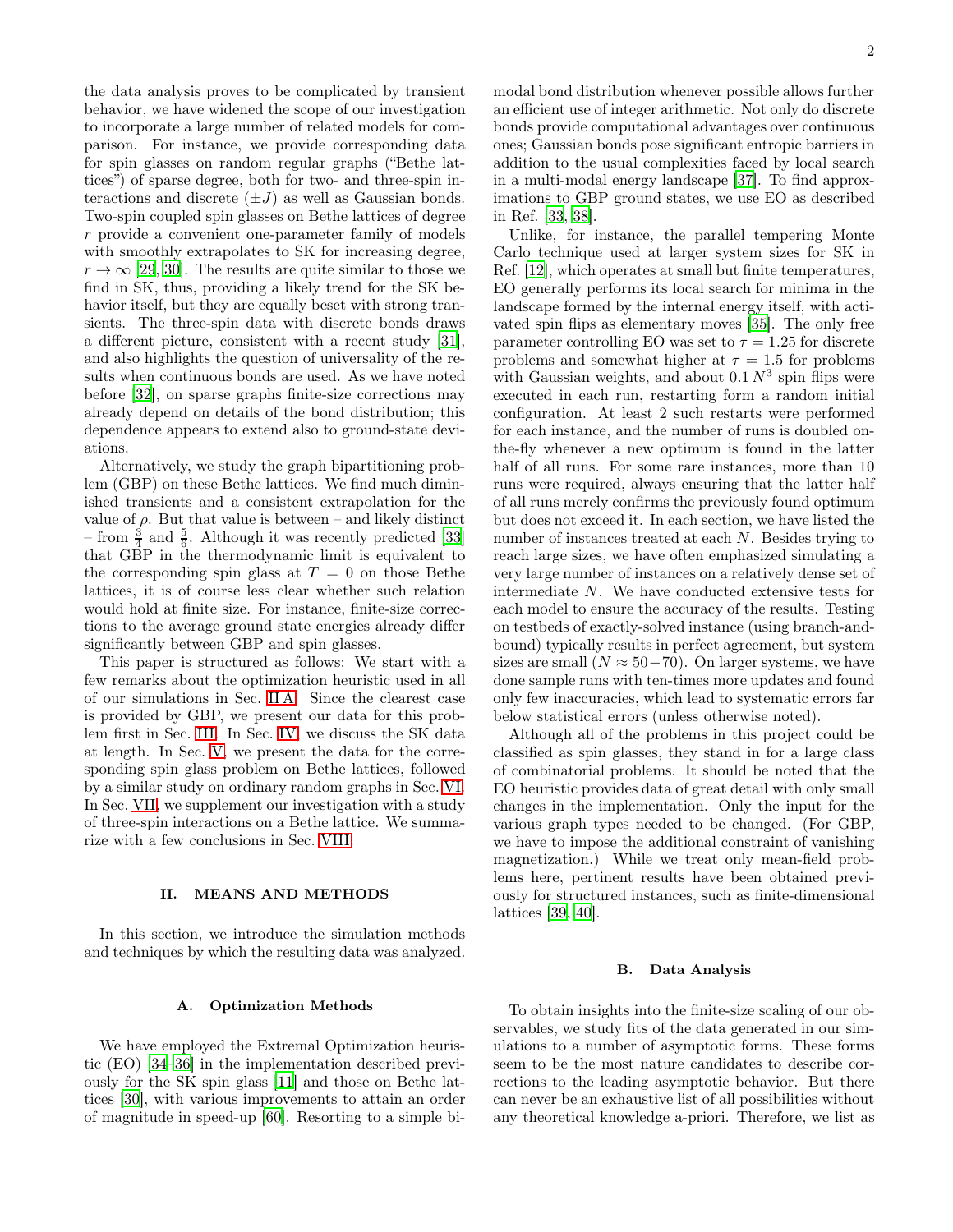the data analysis proves to be complicated by transient behavior, we have widened the scope of our investigation to incorporate a large number of related models for comparison. For instance, we provide corresponding data for spin glasses on random regular graphs ("Bethe lattices") of sparse degree, both for two- and three-spin interactions and discrete ($\pm J$) as well as Gaussian bonds. Two-spin coupled spin glasses on Bethe lattices of degree $r$ provide a convenient one-parameter family of models with smoothly extrapolates to SK for increasing degree, $r \to \infty$ [29, 30]. The results are quite similar to those we find in SK, thus, providing a likely trend for the SK behavior itself, but they are equally beset with strong transients. The three-spin data with discrete bonds draws a different picture, consistent with a recent study [31], and also highlights the question of universality of the results when continuous bonds are used. As we have noted before [32], on sparse graphs finite-size corrections may already depend on details of the bond distribution; this dependence appears to extend also to ground-state deviations.

Alternatively, we study the graph bipartitioning problem (GBP) on these Bethe lattices. We find much diminished transients and a consistent extrapolation for the value of $\rho$. But that value is between – and likely distinct – from $\frac{3}{4}$ and $\frac{5}{6}$. Although it was recently predicted [33] that GBP in the thermodynamic limit is equivalent to the corresponding spin glass at $T = 0$ on those Bethe lattices, it is of course less clear whether such relation would hold at finite size. For instance, finite-size corrections to the average ground state energies already differ significantly between GBP and spin glasses.

This paper is structured as follows: We start with a few remarks about the optimization heuristic used in all of our simulations in Sec. II A. Since the clearest case is provided by GBP, we present our data for this problem first in Sec. III. In Sec. IV we discuss the SK data at length. In Sec. V, we present the data for the corresponding spin glass problem on Bethe lattices, followed by a similar study on ordinary random graphs in Sec. VI. In Sec. VII, we supplement our investigation with a study of three-spin interactions on a Bethe lattice. We summarize with a few conclusions in Sec. VIII.

## II. MEANS AND METHODS

In this section, we introduce the simulation methods and techniques by which the resulting data was analyzed.

### A. Optimization Methods

We have employed the Extremal Optimization heuristic (EO) [34–36] in the implementation described previously for the SK spin glass [11] and those on Bethe lattices [30], with various improvements to attain an order of magnitude in speed-up [60]. Resorting to a simple bimodal bond distribution whenever possible allows further an efficient use of integer arithmetic. Not only do discrete bonds provide computational advantages over continuous ones; Gaussian bonds pose significant entropic barriers in addition to the usual complexities faced by local search in a multi-modal energy landscape [37]. To find approximations to GBP ground states, we use EO as described in Ref. [33, 38].

Unlike, for instance, the parallel tempering Monte Carlo technique used at larger system sizes for SK in Ref. [12], which operates at small but finite temperatures, EO generally performs its local search for minima in the landscape formed by the internal energy itself, with activated spin flips as elementary moves [35]. The only free parameter controlling EO was set to $\tau = 1.25$ for discrete problems and somewhat higher at $\tau = 1.5$ for problems with Gaussian weights, and about $0.1\,N^3$ spin flips were executed in each run, restarting form a random initial configuration. At least 2 such restarts were performed for each instance, and the number of runs is doubled on-the-fly whenever a new optimum is found in the latter half of all runs. For some rare instances, more than 10 runs were required, always ensuring that the latter half of all runs merely confirms the previously found optimum but does not exceed it. In each section, we have listed the number of instances treated at each $N$. Besides trying to reach large sizes, we have often emphasized simulating a very large number of instances on a relatively dense set of intermediate $N$. We have conducted extensive tests for each model to ensure the accuracy of the results. Testing on testbeds of exactly-solved instance (using branch-and-bound) typically results in perfect agreement, but system sizes are small ($N \approx 50-70$). On larger systems, we have done sample runs with ten-times more updates and found only few inaccuracies, which lead to systematic errors far below statistical errors (unless otherwise noted).

Although all of the problems in this project could be classified as spin glasses, they stand in for a large class of combinatorial problems. It should be noted that the EO heuristic provides data of great detail with only small changes in the implementation. Only the input for the various graph types needed to be changed. (For GBP, we have to impose the additional constraint of vanishing magnetization.) While we treat only mean-field problems here, pertinent results have been obtained previously for structured instances, such as finite-dimensional lattices [39, 40].

### B. Data Analysis

To obtain insights into the finite-size scaling of our observables, we study fits of the data generated in our simulations to a number of asymptotic forms. These forms seem to be the most nature candidates to describe corrections to the leading asymptotic behavior. But there can never be an exhaustive list of all possibilities without any theoretical knowledge a-priori. Therefore, we list as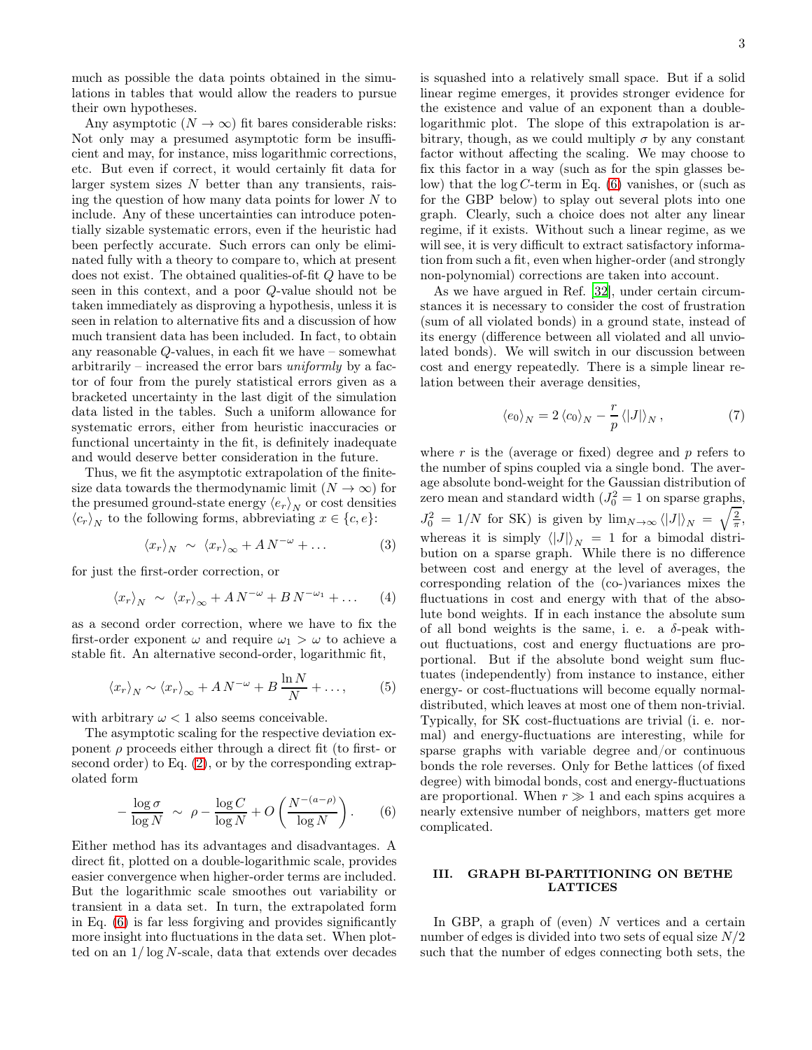much as possible the data points obtained in the simulations in tables that would allow the readers to pursue their own hypotheses.

Any asymptotic ($N \to \infty$) fit bares considerable risks: Not only may a presumed asymptotic form be insufficient and may, for instance, miss logarithmic corrections, etc. But even if correct, it would certainly fit data for larger system sizes $N$ better than any transients, raising the question of how many data points for lower $N$ to include. Any of these uncertainties can introduce potentially sizable systematic errors, even if the heuristic had been perfectly accurate. Such errors can only be eliminated fully with a theory to compare to, which at present does not exist. The obtained qualities-of-fit $Q$ have to be seen in this context, and a poor $Q$-value should not be taken immediately as disproving a hypothesis, unless it is seen in relation to alternative fits and a discussion of how much transient data has been included. In fact, to obtain any reasonable $Q$-values, in each fit we have – somewhat arbitrarily – increased the error bars *uniformly* by a factor of four from the purely statistical errors given as a bracketed uncertainty in the last digit of the simulation data listed in the tables. Such a uniform allowance for systematic errors, either from heuristic inaccuracies or functional uncertainty in the fit, is definitely inadequate and would deserve better consideration in the future.

Thus, we fit the asymptotic extrapolation of the finite-size data towards the thermodynamic limit ($N \to \infty$) for the presumed ground-state energy $\langle e_r \rangle_N$ or cost densities $\langle c_r \rangle_N$ to the following forms, abbreviating $x \in \{c, e\}$:

$$\langle x_r \rangle_N \sim \langle x_r \rangle_\infty + A\, N^{-\omega} + \ldots \tag{3}$$

for just the first-order correction, or

$$\langle x_r \rangle_N \sim \langle x_r \rangle_\infty + A\, N^{-\omega} + B\, N^{-\omega_1} + \ldots \tag{4}$$

as a second order correction, where we have to fix the first-order exponent $\omega$ and require $\omega_1 > \omega$ to achieve a stable fit. An alternative second-order, logarithmic fit,

$$\langle x_r \rangle_N \sim \langle x_r \rangle_\infty + A\, N^{-\omega} + B\, \frac{\ln N}{N} + \ldots, \tag{5}$$

with arbitrary $\omega < 1$ also seems conceivable.

The asymptotic scaling for the respective deviation exponent $\rho$ proceeds either through a direct fit (to first- or second order) to Eq. (2), or by the corresponding extrapolated form

$$-\frac{\log \sigma}{\log N} \sim \rho - \frac{\log C}{\log N} + O\left(\frac{N^{-(a-\rho)}}{\log N}\right). \tag{6}$$

Either method has its advantages and disadvantages. A direct fit, plotted on a double-logarithmic scale, provides easier convergence when higher-order terms are included. But the logarithmic scale smoothes out variability or transient in a data set. In turn, the extrapolated form in Eq. (6) is far less forgiving and provides significantly more insight into fluctuations in the data set. When plotted on an $1/\log N$-scale, data that extends over decades is squashed into a relatively small space. But if a solid linear regime emerges, it provides stronger evidence for the existence and value of an exponent than a double-logarithmic plot. The slope of this extrapolation is arbitrary, though, as we could multiply $\sigma$ by any constant factor without affecting the scaling. We may choose to fix this factor in a way (such as for the spin glasses below) that the $\log C$-term in Eq. (6) vanishes, or (such as for the GBP below) to splay out several plots into one graph. Clearly, such a choice does not alter any linear regime, if it exists. Without such a linear regime, as we will see, it is very difficult to extract satisfactory information from such a fit, even when higher-order (and strongly non-polynomial) corrections are taken into account.

As we have argued in Ref. [32], under certain circumstances it is necessary to consider the cost of frustration (sum of all violated bonds) in a ground state, instead of its energy (difference between all violated and all unviolated bonds). We will switch in our discussion between cost and energy repeatedly. There is a simple linear relation between their average densities,

$$\langle e_0 \rangle_N = 2\, \langle c_0 \rangle_N - \frac{r}{p}\, \langle |J| \rangle_N\,, \tag{7}$$

where $r$ is the (average or fixed) degree and $p$ refers to the number of spins coupled via a single bond. The average absolute bond-weight for the Gaussian distribution of zero mean and standard width ($J_0^2 = 1$ on sparse graphs, $J_0^2 = 1/N$ for SK) is given by $\lim_{N\to\infty} \langle |J| \rangle_N = \sqrt{\frac{2}{\pi}}$, whereas it is simply $\langle |J| \rangle_N = 1$ for a bimodal distribution on a sparse graph. While there is no difference between cost and energy at the level of averages, the corresponding relation of the (co-)variances mixes the fluctuations in cost and energy with that of the absolute bond weights. If in each instance the absolute sum of all bond weights is the same, i. e. a $\delta$-peak without fluctuations, cost and energy fluctuations are proportional. But if the absolute bond weight sum fluctuates (independently) from instance to instance, either energy- or cost-fluctuations will become equally normal-distributed, which leaves at most one of them non-trivial. Typically, for SK cost-fluctuations are trivial (i. e. normal) and energy-fluctuations are interesting, while for sparse graphs with variable degree and/or continuous bonds the role reverses. Only for Bethe lattices (of fixed degree) with bimodal bonds, cost and energy-fluctuations are proportional. When $r \gg 1$ and each spins acquires a nearly extensive number of neighbors, matters get more complicated.

## III. GRAPH BI-PARTITIONING ON BETHE LATTICES

In GBP, a graph of (even) $N$ vertices and a certain number of edges is divided into two sets of equal size $N/2$ such that the number of edges connecting both sets, the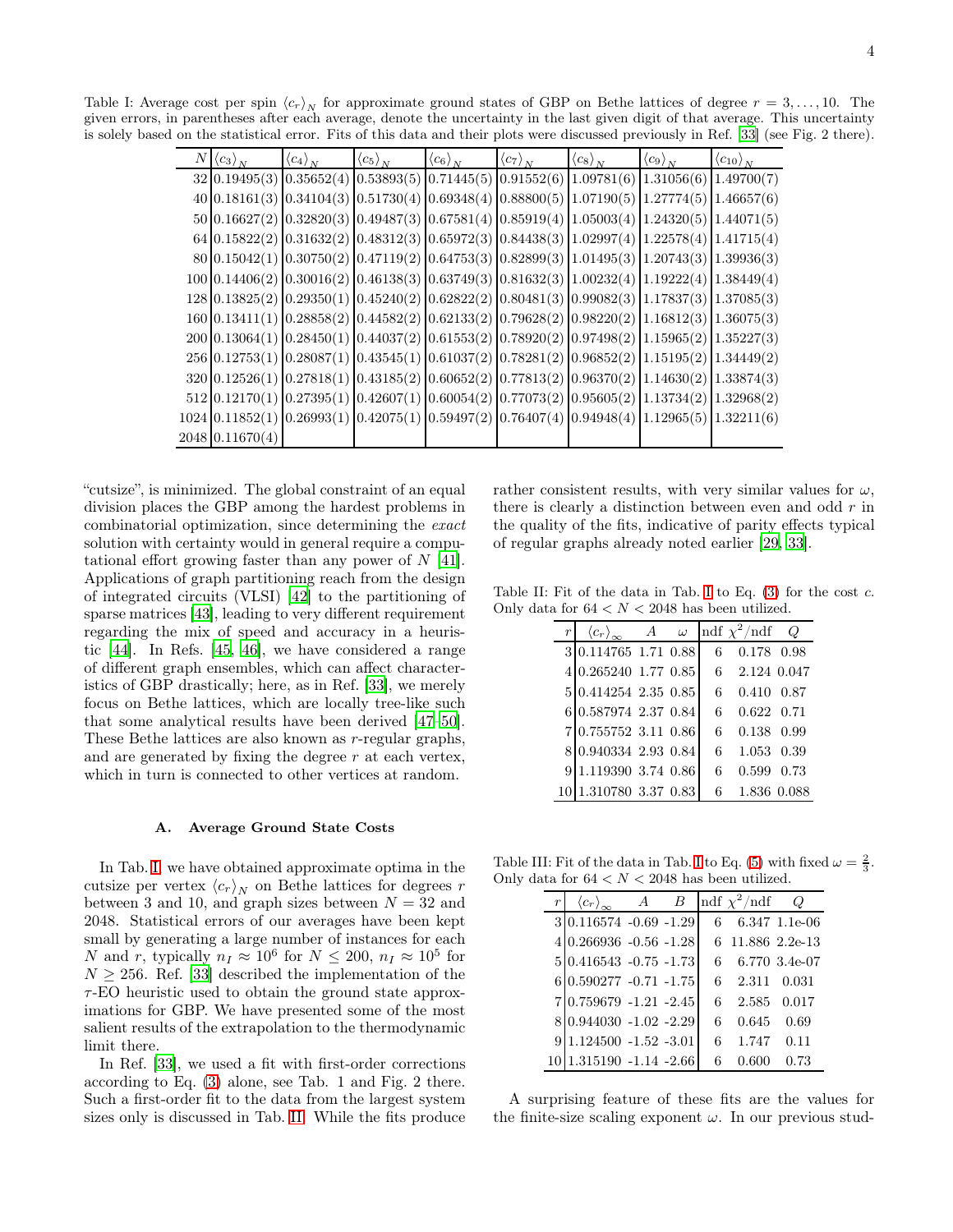Table I: Average cost per spin $\langle c_r \rangle_N$ for approximate ground states of GBP on Bethe lattices of degree $r = 3, \ldots, 10$. The given errors, in parentheses after each average, denote the uncertainty in the last given digit of that average. This uncertainty is solely based on the statistical error. Fits of this data and their plots were discussed previously in Ref. [33] (see Fig. 2 there).

| $N$ | $\langle c_3 \rangle_N$ | $\langle c_4 \rangle_N$ | $\langle c_5 \rangle_N$ | $\langle c_6 \rangle_N$ | $\langle c_7 \rangle_N$ | $\langle c_8 \rangle_N$ | $\langle c_9 \rangle_N$ | $\langle c_{10} \rangle_N$ |
|---|---|---|---|---|---|---|---|---|
| 32 | 0.19495(3) | 0.35652(4) | 0.53893(5) | 0.71445(5) | 0.91552(6) | 1.09781(6) | 1.31056(6) | 1.49700(7) |
| 40 | 0.18161(3) | 0.34104(3) | 0.51730(4) | 0.69348(4) | 0.88800(5) | 1.07190(5) | 1.27774(5) | 1.46657(6) |
| 50 | 0.16627(2) | 0.32820(3) | 0.49487(3) | 0.67581(4) | 0.85919(4) | 1.05003(4) | 1.24320(5) | 1.44071(5) |
| 64 | 0.15822(2) | 0.31632(2) | 0.48312(3) | 0.65972(3) | 0.84438(3) | 1.02997(4) | 1.22578(4) | 1.41715(4) |
| 80 | 0.15042(1) | 0.30750(2) | 0.47119(2) | 0.64753(3) | 0.82899(3) | 1.01495(3) | 1.20743(3) | 1.39936(3) |
| 100 | 0.14406(2) | 0.30016(2) | 0.46138(3) | 0.63749(3) | 0.81632(3) | 1.00232(4) | 1.19222(4) | 1.38449(4) |
| 128 | 0.13825(2) | 0.29350(1) | 0.45240(2) | 0.62822(2) | 0.80481(3) | 0.99082(3) | 1.17837(3) | 1.37085(3) |
| 160 | 0.13411(1) | 0.28858(2) | 0.44582(2) | 0.62133(2) | 0.79628(2) | 0.98220(2) | 1.16812(3) | 1.36075(3) |
| 200 | 0.13064(1) | 0.28450(1) | 0.44037(2) | 0.61553(2) | 0.78920(2) | 0.97498(2) | 1.15965(2) | 1.35227(3) |
| 256 | 0.12753(1) | 0.28087(1) | 0.43545(1) | 0.61037(2) | 0.78281(2) | 0.96852(2) | 1.15195(2) | 1.34449(2) |
| 320 | 0.12526(1) | 0.27818(1) | 0.43185(2) | 0.60652(2) | 0.77813(2) | 0.96370(2) | 1.14630(2) | 1.33874(3) |
| 512 | 0.12170(1) | 0.27395(1) | 0.42607(1) | 0.60054(2) | 0.77073(2) | 0.95605(2) | 1.13734(2) | 1.32968(2) |
| 1024 | 0.11852(1) | 0.26993(1) | 0.42075(1) | 0.59497(2) | 0.76407(4) | 0.94948(4) | 1.12965(5) | 1.32211(6) |
| 2048 | 0.11670(4) | | | | | | | |

"cutsize", is minimized. The global constraint of an equal division places the GBP among the hardest problems in combinatorial optimization, since determining the *exact* solution with certainty would in general require a computational effort growing faster than any power of $N$ [41]. Applications of graph partitioning reach from the design of integrated circuits (VLSI) [42] to the partitioning of sparse matrices [43], leading to very different requirement regarding the mix of speed and accuracy in a heuristic [44]. In Refs. [45, 46], we have considered a range of different graph ensembles, which can affect characteristics of GBP drastically; here, as in Ref. [33], we merely focus on Bethe lattices, which are locally tree-like such that some analytical results have been derived [47–50]. These Bethe lattices are also known as $r$-regular graphs, and are generated by fixing the degree $r$ at each vertex, which in turn is connected to other vertices at random.

### A. Average Ground State Costs

In Tab. I, we have obtained approximate optima in the cutsize per vertex $\langle c_r \rangle_N$ on Bethe lattices for degrees $r$ between 3 and 10, and graph sizes between $N = 32$ and 2048. Statistical errors of our averages have been kept small by generating a large number of instances for each $N$ and $r$, typically $n_I \approx 10^6$ for $N \leq 200$, $n_I \approx 10^5$ for $N \geq 256$. Ref. [33] described the implementation of the $\tau$-EO heuristic used to obtain the ground state approximations for GBP. We have presented some of the most salient results of the extrapolation to the thermodynamic limit there.

In Ref. [33], we used a fit with first-order corrections according to Eq. (3) alone, see Tab. 1 and Fig. 2 there. Such a first-order fit to the data from the largest system sizes only is discussed in Tab. II. While the fits produce rather consistent results, with very similar values for $\omega$, there is clearly a distinction between even and odd $r$ in the quality of the fits, indicative of parity effects typical of regular graphs already noted earlier [29, 33].

Table II: Fit of the data in Tab. I to Eq. (3) for the cost $c$. Only data for $64 < N < 2048$ has been utilized.

| $r$ | $\langle c_r \rangle_\infty$ | $A$ | $\omega$ | ndf | $\chi^2$/ndf | $Q$ |
|---|---|---|---|---|---|---|
| 3 | 0.114765 | 1.71 | 0.88 | 6 | 0.178 | 0.98 |
| 4 | 0.265240 | 1.77 | 0.85 | 6 | 2.124 | 0.047 |
| 5 | 0.414254 | 2.35 | 0.85 | 6 | 0.410 | 0.87 |
| 6 | 0.587974 | 2.37 | 0.84 | 6 | 0.622 | 0.71 |
| 7 | 0.755752 | 3.11 | 0.86 | 6 | 0.138 | 0.99 |
| 8 | 0.940334 | 2.93 | 0.84 | 6 | 1.053 | 0.39 |
| 9 | 1.119390 | 3.74 | 0.86 | 6 | 0.599 | 0.73 |
| 10 | 1.310780 | 3.37 | 0.83 | 6 | 1.836 | 0.088 |

Table III: Fit of the data in Tab. I to Eq. (5) with fixed $\omega = \frac{2}{3}$. Only data for $64 < N < 2048$ has been utilized.

| $r$ | $\langle c_r \rangle_\infty$ | $A$ | $B$ | ndf | $\chi^2$/ndf | $Q$ |
|---|---|---|---|---|---|---|
| 3 | 0.116574 | -0.69 | -1.29 | 6 | 6.347 | 1.1e-06 |
| 4 | 0.266936 | -0.56 | -1.28 | 6 | 11.886 | 2.2e-13 |
| 5 | 0.416543 | -0.75 | -1.73 | 6 | 6.770 | 3.4e-07 |
| 6 | 0.590277 | -0.71 | -1.75 | 6 | 2.311 | 0.031 |
| 7 | 0.759679 | -1.21 | -2.45 | 6 | 2.585 | 0.017 |
| 8 | 0.944030 | -1.02 | -2.29 | 6 | 0.645 | 0.69 |
| 9 | 1.124500 | -1.52 | -3.01 | 6 | 1.747 | 0.11 |
| 10 | 1.315190 | -1.14 | -2.66 | 6 | 0.600 | 0.73 |

A surprising feature of these fits are the values for the finite-size scaling exponent $\omega$. In our previous stud-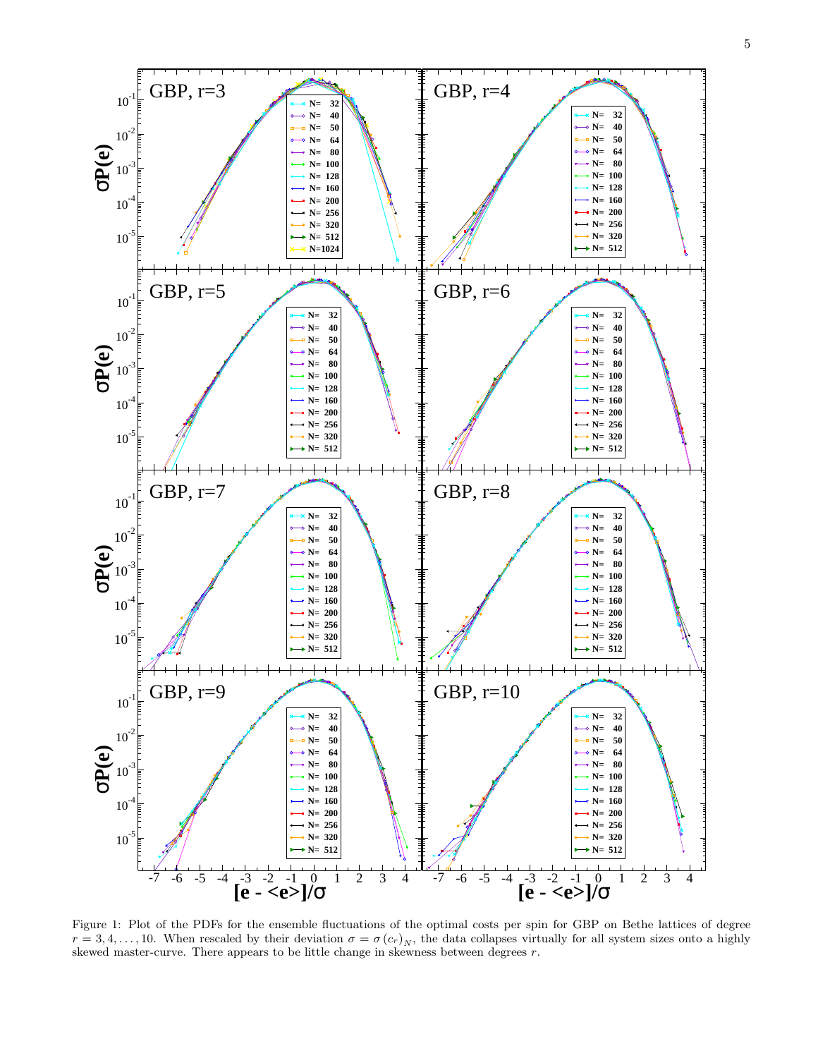Figure 1: Plot of the PDFs for the ensemble fluctuations of the optimal costs per spin for GBP on Bethe lattices of degree $r = 3, 4, \ldots, 10$. When rescaled by their deviation $\sigma = \sigma\left(c_r\right)_N$, the data collapses virtually for all system sizes onto a highly skewed master-curve. There appears to be little change in skewness between degrees $r$.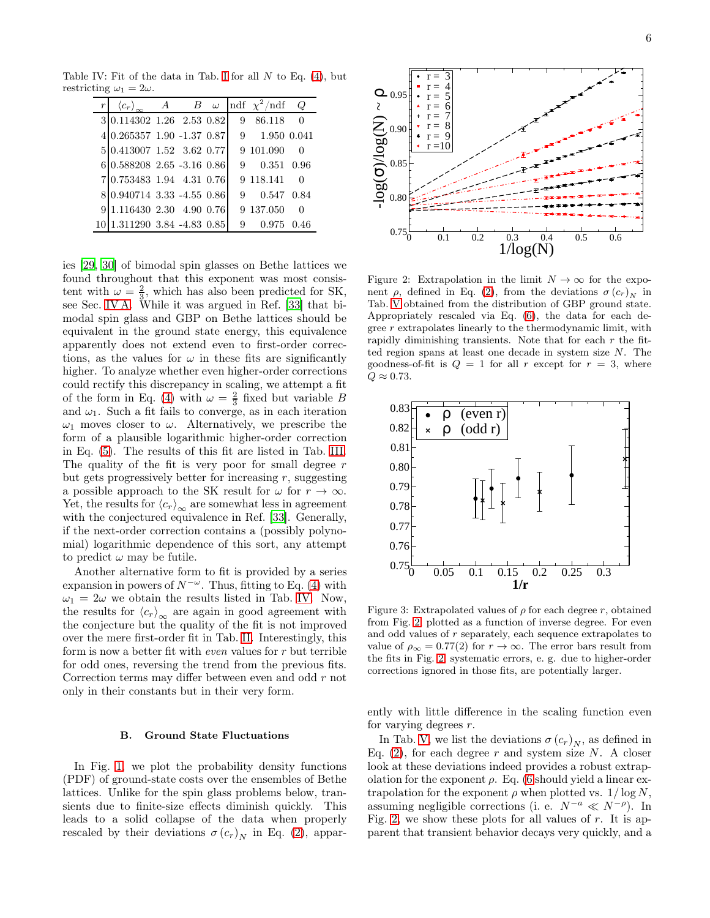Table IV: Fit of the data in Tab. I for all $N$ to Eq. (4), but restricting $\omega_1 = 2\omega$.

| $r$ | $\langle c_r \rangle_\infty$ | $A$ | $B$ | $\omega$ | ndf | $\chi^2$/ndf | $Q$ |
|---|---|---|---|---|---|---|---|
| 3 | 0.114302 | 1.26 | 2.53 | 0.82 | 9 | 86.118 | 0 |
| 4 | 0.265357 | 1.90 | -1.37 | 0.87 | 9 | 1.950 | 0.041 |
| 5 | 0.413007 | 1.52 | 3.62 | 0.77 | 9 | 101.090 | 0 |
| 6 | 0.588208 | 2.65 | -3.16 | 0.86 | 9 | 0.351 | 0.96 |
| 7 | 0.753483 | 1.94 | 4.31 | 0.76 | 9 | 118.141 | 0 |
| 8 | 0.940714 | 3.33 | -4.55 | 0.86 | 9 | 0.547 | 0.84 |
| 9 | 1.116430 | 2.30 | 4.90 | 0.76 | 9 | 137.050 | 0 |
| 10 | 1.311290 | 3.84 | -4.83 | 0.85 | 9 | 0.975 | 0.46 |

ies [29, 30] of bimodal spin glasses on Bethe lattices we found throughout that this exponent was most consistent with $\omega = \frac{2}{3}$, which has also been predicted for SK, see Sec. IV A. While it was argued in Ref. [33] that bimodal spin glass and GBP on Bethe lattices should be equivalent in the ground state energy, this equivalence apparently does not extend even to first-order corrections, as the values for $\omega$ in these fits are significantly higher. To analyze whether even higher-order corrections could rectify this discrepancy in scaling, we attempt a fit of the form in Eq. (4) with $\omega = \frac{2}{3}$ fixed but variable $B$ and $\omega_1$. Such a fit fails to converge, as in each iteration $\omega_1$ moves closer to $\omega$. Alternatively, we prescribe the form of a plausible logarithmic higher-order correction in Eq. (5). The results of this fit are listed in Tab. III. The quality of the fit is very poor for small degree $r$ but gets progressively better for increasing $r$, suggesting a possible approach to the SK result for $\omega$ for $r \to \infty$. Yet, the results for $\langle c_r \rangle_\infty$ are somewhat less in agreement with the conjectured equivalence in Ref. [33]. Generally, if the next-order correction contains a (possibly polynomial) logarithmic dependence of this sort, any attempt to predict $\omega$ may be futile.

Another alternative form to fit is provided by a series expansion in powers of $N^{-\omega}$. Thus, fitting to Eq. (4) with $\omega_1 = 2\omega$ we obtain the results listed in Tab. IV. Now, the results for $\langle c_r \rangle_\infty$ are again in good agreement with the conjecture but the quality of the fit is not improved over the mere first-order fit in Tab. II. Interestingly, this form is now a better fit with *even* values for $r$ but terrible for odd ones, reversing the trend from the previous fits. Correction terms may differ between even and odd $r$ not only in their constants but in their very form.

### B. Ground State Fluctuations

In Fig. 1, we plot the probability density functions (PDF) of ground-state costs over the ensembles of Bethe lattices. Unlike for the spin glass problems below, transients due to finite-size effects diminish quickly. This leads to a solid collapse of the data when properly rescaled by their deviations $\sigma(c_r)_N$ in Eq. (2), apparently with little difference in the scaling function even for varying degrees $r$.

Figure 2: Extrapolation in the limit $N \to \infty$ for the exponent $\rho$, defined in Eq. (2), from the deviations $\sigma(c_r)_N$ in Tab. V obtained from the distribution of GBP ground state. Appropriately rescaled via Eq. (6), the data for each degree $r$ extrapolates linearly to the thermodynamic limit, with rapidly diminishing transients. Note that for each $r$ the fitted region spans at least one decade in system size $N$. The goodness-of-fit is $Q = 1$ for all $r$ except for $r = 3$, where $Q \approx 0.73$.

Figure 3: Extrapolated values of $\rho$ for each degree $r$, obtained from Fig. 2, plotted as a function of inverse degree. For even and odd values of $r$ separately, each sequence extrapolates to value of $\rho_\infty = 0.77(2)$ for $r \to \infty$. The error bars result from the fits in Fig. 2; systematic errors, e. g. due to higher-order corrections ignored in those fits, are potentially larger.

In Tab. V, we list the deviations $\sigma(c_r)_N$, as defined in Eq. (2), for each degree $r$ and system size $N$. A closer look at these deviations indeed provides a robust extrapolation for the exponent $\rho$. Eq. (6 should yield a linear extrapolation for the exponent $\rho$ when plotted vs. $1/\log N$, assuming negligible corrections (i. e. $N^{-a} \ll N^{-\rho}$). In Fig. 2, we show these plots for all values of $r$. It is apparent that transient behavior decays very quickly, and a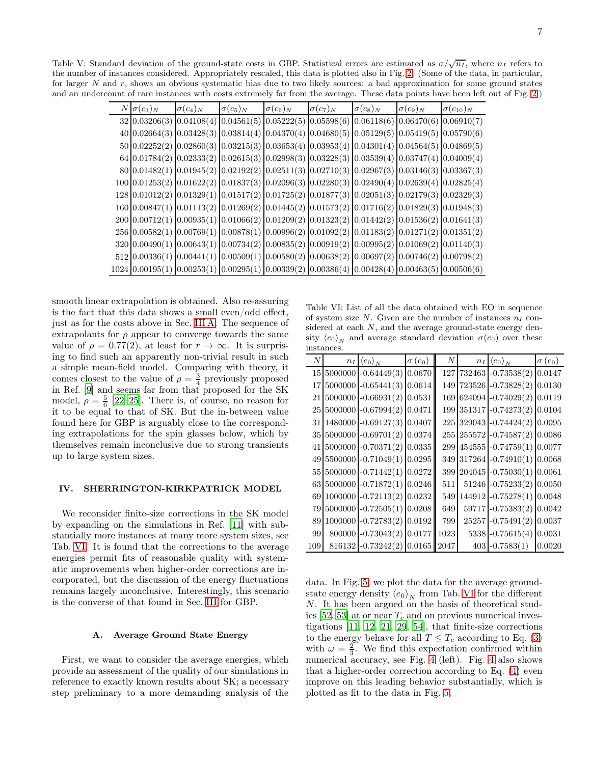Table V: Standard deviation of the ground-state costs in GBP. Statistical errors are estimated as $\sigma/\sqrt{n_I}$, where $n_I$ refers to the number of instances considered. Appropriately rescaled, this data is plotted also in Fig. 2. (Some of the data, in particular, for larger $N$ and $r$, shows an obvious systematic bias due to two likely sources: a bad approximation for some ground states and an undercount of rare instances with costs extremely far from the average. These data points have been left out of Fig. 2.)

| $N$ | $\sigma(c_3)_N$ | $\sigma(c_4)_N$ | $\sigma(c_5)_N$ | $\sigma(c_6)_N$ | $\sigma(c_7)_N$ | $\sigma(c_8)_N$ | $\sigma(c_9)_N$ | $\sigma(c_{10})_N$ |
|---|---|---|---|---|---|---|---|---|
| 32 | 0.03206(3) | 0.04108(4) | 0.04561(5) | 0.05222(5) | 0.05598(6) | 0.06118(6) | 0.06470(6) | 0.06910(7) |
| 40 | 0.02664(3) | 0.03428(3) | 0.03814(4) | 0.04370(4) | 0.04680(5) | 0.05129(5) | 0.05419(5) | 0.05790(6) |
| 50 | 0.02252(2) | 0.02860(3) | 0.03215(3) | 0.03653(4) | 0.03953(4) | 0.04301(4) | 0.04564(5) | 0.04869(5) |
| 64 | 0.01784(2) | 0.02333(2) | 0.02615(3) | 0.02998(3) | 0.03228(3) | 0.03539(4) | 0.03747(4) | 0.04009(4) |
| 80 | 0.01482(1) | 0.01945(2) | 0.02192(2) | 0.02511(3) | 0.02710(3) | 0.02967(3) | 0.03146(3) | 0.03367(3) |
| 100 | 0.01253(2) | 0.01622(2) | 0.01837(3) | 0.02096(3) | 0.02280(3) | 0.02490(4) | 0.02639(4) | 0.02825(4) |
| 128 | 0.01012(2) | 0.01329(1) | 0.01517(2) | 0.01725(2) | 0.01877(3) | 0.02051(3) | 0.02179(3) | 0.02329(3) |
| 160 | 0.00847(1) | 0.01113(2) | 0.01269(2) | 0.01445(2) | 0.01573(2) | 0.01716(2) | 0.01829(3) | 0.01948(3) |
| 200 | 0.00712(1) | 0.00935(1) | 0.01066(2) | 0.01209(2) | 0.01323(2) | 0.01442(2) | 0.01536(2) | 0.01641(3) |
| 256 | 0.00582(1) | 0.00769(1) | 0.00878(1) | 0.00996(2) | 0.01092(2) | 0.01183(2) | 0.01271(2) | 0.01351(2) |
| 320 | 0.00490(1) | 0.00643(1) | 0.00734(2) | 0.00835(2) | 0.00919(2) | 0.00995(2) | 0.01069(2) | 0.01140(3) |
| 512 | 0.00336(1) | 0.00441(1) | 0.00509(1) | 0.00580(2) | 0.00638(2) | 0.00697(2) | 0.00746(2) | 0.00798(2) |
| 1024 | 0.00195(1) | 0.00253(1) | 0.00295(1) | 0.00339(2) | 0.00386(4) | 0.00428(4) | 0.00463(5) | 0.00506(6) |

smooth linear extrapolation is obtained. Also re-assuring is the fact that this data shows a small even/odd effect, just as for the costs above in Sec. III A. The sequence of extrapolants for $\rho$ appear to converge towards the same value of $\rho = 0.77(2)$, at least for $r \to \infty$. It is surprising to find such an apparently non-trivial result in such a simple mean-field model. Comparing with theory, it comes closest to the value of $\rho = \frac{3}{4}$ previously proposed in Ref. [9] and seems far from that proposed for the SK model, $\rho = \frac{5}{6}$ [22–25]. There is, of course, no reason for it to be equal to that of SK. But the in-between value found here for GBP is arguably close to the corresponding extrapolations for the spin glasses below, which by themselves remain inconclusive due to strong transients up to large system sizes.

## IV. SHERRINGTON-KIRKPATRICK MODEL

We reconsider finite-size corrections in the SK model by expanding on the simulations in Ref. [11] with substantially more instances at many more system sizes, see Tab. VI. It is found that the corrections to the average energies permit fits of reasonable quality with systematic improvements when higher-order corrections are incorporated, but the discussion of the energy fluctuations remains largely inconclusive. Interestingly, this scenario is the converse of that found in Sec. III for GBP.

### A. Average Ground State Energy

First, we want to consider the average energies, which provide an assessment of the quality of our simulations in reference to exactly known results about SK; a necessary step preliminary to a more demanding analysis of the data. In Fig. 5, we plot the data for the average ground-state energy density $\langle e_0\rangle_N$ from Tab. VI for the different $N$. It has been argued on the basis of theoretical studies [52, 53] at or near $T_c$ and on previous numerical investigations [11, 12, 21, 29, 54], that finite-size corrections to the energy behave for all $T \leq T_c$ according to Eq. (3) with $\omega = \frac{2}{3}$. We find this expectation confirmed within numerical accuracy, see Fig. 4 (left). Fig. 4 also shows that a higher-order correction according to Eq. (4) even improve on this leading behavior substantially, which is plotted as fit to the data in Fig. 5.

Table VI: List of all the data obtained with EO in sequence of system size $N$. Given are the number of instances $n_I$ considered at each $N$, and the average ground-state energy density $\langle e_0\rangle_N$ and average standard deviation $\sigma(e_0)$ over these instances.

| $N$ | $n_I$ | $\langle e_0\rangle_N$ | $\sigma(e_0)$ | $N$ | $n_I$ | $\langle e_0\rangle_N$ | $\sigma(e_0)$ |
|---|---|---|---|---|---|---|---|
| 15 | 5000000 | -0.64449(3) | 0.0670 | 127 | 732463 | -0.73538(2) | 0.0147 |
| 17 | 5000000 | -0.65441(3) | 0.0614 | 149 | 723526 | -0.73828(2) | 0.0130 |
| 21 | 5000000 | -0.66931(2) | 0.0531 | 169 | 624094 | -0.74029(2) | 0.0119 |
| 25 | 5000000 | -0.67994(2) | 0.0471 | 199 | 351317 | -0.74273(2) | 0.0104 |
| 31 | 1480000 | -0.69127(3) | 0.0407 | 225 | 329043 | -0.74424(2) | 0.0095 |
| 35 | 5000000 | -0.69701(2) | 0.0374 | 255 | 255572 | -0.74587(2) | 0.0086 |
| 41 | 5000000 | -0.70371(2) | 0.0335 | 299 | 454555 | -0.74759(1) | 0.0077 |
| 49 | 5500000 | -0.71049(1) | 0.0295 | 349 | 317264 | -0.74910(1) | 0.0068 |
| 55 | 5000000 | -0.71442(1) | 0.0272 | 399 | 204045 | -0.75030(1) | 0.0061 |
| 63 | 5000000 | -0.71872(1) | 0.0246 | 511 | 51246 | -0.75233(2) | 0.0050 |
| 69 | 1000000 | -0.72113(2) | 0.0232 | 549 | 144912 | -0.75278(1) | 0.0048 |
| 79 | 5000000 | -0.72505(1) | 0.0208 | 649 | 59717 | -0.75383(2) | 0.0042 |
| 89 | 1000000 | -0.72783(2) | 0.0192 | 799 | 25257 | -0.75491(2) | 0.0037 |
| 99 | 800000 | -0.73043(2) | 0.0177 | 1023 | 5338 | -0.75615(4) | 0.0031 |
| 109 | 816132 | -0.73242(2) | 0.0165 | 2047 | 403 | -0.7583(1) | 0.0020 |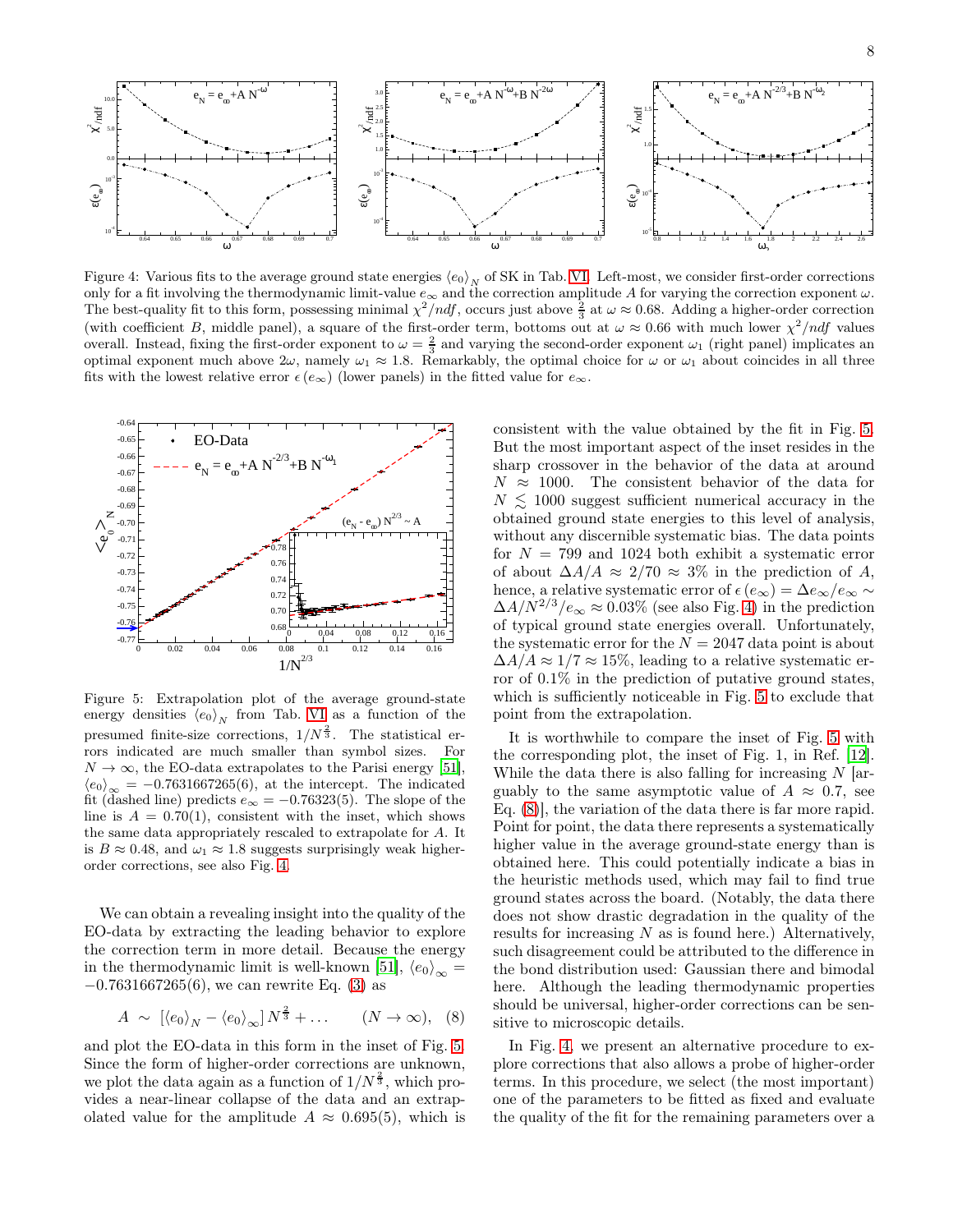Figure 4: Various fits to the average ground state energies $\langle e_0 \rangle_N$ of SK in Tab. VI. Left-most, we consider first-order corrections only for a fit involving the thermodynamic limit-value $e_\infty$ and the correction amplitude $A$ for varying the correction exponent $\omega$. The best-quality fit to this form, possessing minimal $\chi^2/ndf$, occurs just above $\frac{2}{3}$ at $\omega \approx 0.68$. Adding a higher-order correction (with coefficient $B$, middle panel), a square of the first-order term, bottoms out at $\omega \approx 0.66$ with much lower $\chi^2/ndf$ values overall. Instead, fixing the first-order exponent to $\omega = \frac{2}{3}$ and varying the second-order exponent $\omega_1$ (right panel) implicates an optimal exponent much above $2\omega$, namely $\omega_1 \approx 1.8$. Remarkably, the optimal choice for $\omega$ or $\omega_1$ about coincides in all three fits with the lowest relative error $\epsilon\left(e_\infty\right)$ (lower panels) in the fitted value for $e_\infty$.

Figure 5: Extrapolation plot of the average ground-state energy densities $\langle e_0 \rangle_N$ from Tab. VI as a function of the presumed finite-size corrections, $1/N^{\frac{2}{3}}$. The statistical errors indicated are much smaller than symbol sizes. For $N \to \infty$, the EO-data extrapolates to the Parisi energy [51], $\langle e_0 \rangle_\infty = -0.7631667265(6)$, at the intercept. The indicated fit (dashed line) predicts $e_\infty = -0.76323(5)$. The slope of the line is $A = 0.70(1)$, consistent with the inset, which shows the same data appropriately rescaled to extrapolate for $A$. It is $B \approx 0.48$, and $\omega_1 \approx 1.8$ suggests surprisingly weak higher-order corrections, see also Fig. 4.

We can obtain a revealing insight into the quality of the EO-data by extracting the leading behavior to explore the correction term in more detail. Because the energy in the thermodynamic limit is well-known [51], $\langle e_0 \rangle_\infty = -0.7631667265(6)$, we can rewrite Eq. (3) as

$$A \sim \left[\langle e_0 \rangle_N - \langle e_0 \rangle_\infty\right] N^{\frac{2}{3}} + \dots \qquad (N \to \infty), \quad (8)$$

and plot the EO-data in this form in the inset of Fig. 5. Since the form of higher-order corrections are unknown, we plot the data again as a function of $1/N^{\frac{2}{3}}$, which provides a near-linear collapse of the data and an extrapolated value for the amplitude $A \approx 0.695(5)$, which is consistent with the value obtained by the fit in Fig. 5. But the most important aspect of the inset resides in the sharp crossover in the behavior of the data at around $N \approx 1000$. The consistent behavior of the data for $N \lesssim 1000$ suggest sufficient numerical accuracy in the obtained ground state energies to this level of analysis, without any discernible systematic bias. The data points for $N = 799$ and 1024 both exhibit a systematic error of about $\Delta A/A \approx 2/70 \approx 3\%$ in the prediction of $A$, hence, a relative systematic error of $\epsilon\left(e_\infty\right) = \Delta e_\infty / e_\infty \sim \Delta A / N^{2/3} / e_\infty \approx 0.03\%$ (see also Fig. 4) in the prediction of typical ground state energies overall. Unfortunately, the systematic error for the $N = 2047$ data point is about $\Delta A/A \approx 1/7 \approx 15\%$, leading to a relative systematic error of 0.1% in the prediction of putative ground states, which is sufficiently noticeable in Fig. 5 to exclude that point from the extrapolation.

It is worthwhile to compare the inset of Fig. 5 with the corresponding plot, the inset of Fig. 1, in Ref. [12]. While the data there is also falling for increasing $N$ [arguably to the same asymptotic value of $A \approx 0.7$, see Eq. (8)], the variation of the data there is far more rapid. Point for point, the data there represents a systematically higher value in the average ground-state energy than is obtained here. This could potentially indicate a bias in the heuristic methods used, which may fail to find true ground states across the board. (Notably, the data there does not show drastic degradation in the quality of the results for increasing $N$ as is found here.) Alternatively, such disagreement could be attributed to the difference in the bond distribution used: Gaussian there and bimodal here. Although the leading thermodynamic properties should be universal, higher-order corrections can be sensitive to microscopic details.

In Fig. 4, we present an alternative procedure to explore corrections that also allows a probe of higher-order terms. In this procedure, we select (the most important) one of the parameters to be fitted as fixed and evaluate the quality of the fit for the remaining parameters over a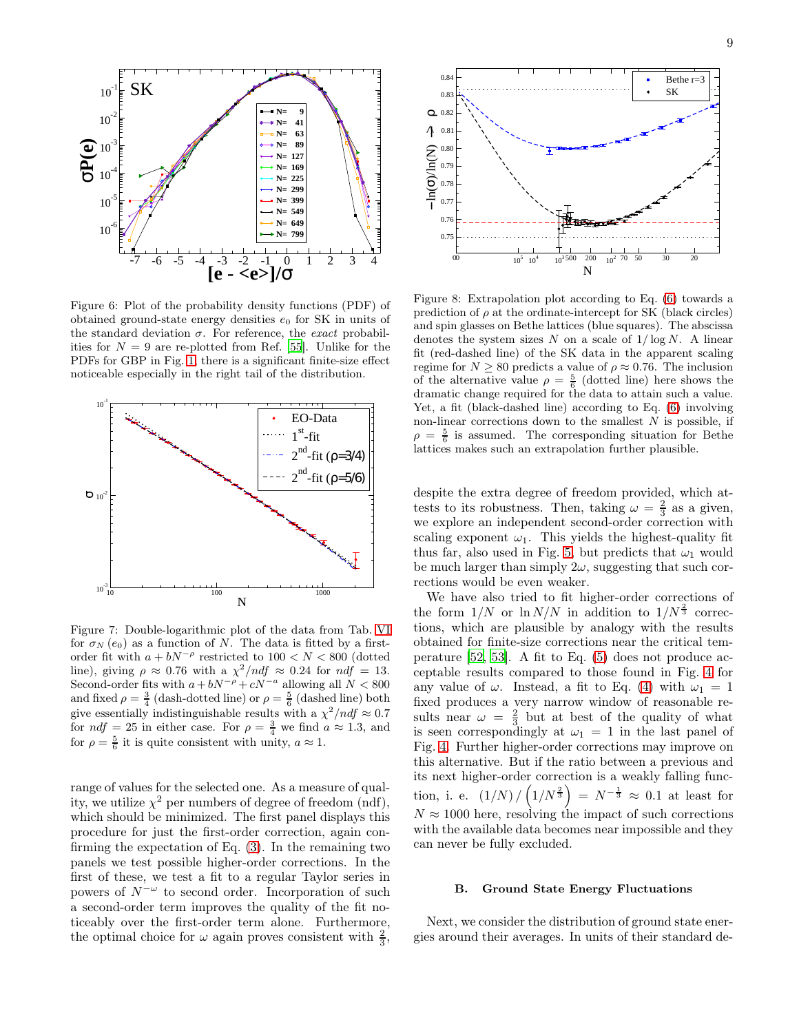Figure 6: Plot of the probability density functions (PDF) of obtained ground-state energy densities $e_0$ for SK in units of the standard deviation $\sigma$. For reference, the *exact* probabilities for $N=9$ are re-plotted from Ref. [55]. Unlike for the PDFs for GBP in Fig. 1, there is a significant finite-size effect noticeable especially in the right tail of the distribution.

Figure 7: Double-logarithmic plot of the data from Tab. VI for $\sigma_N(e_0)$ as a function of $N$. The data is fitted by a first-order fit with $a + bN^{-\rho}$ restricted to $100 < N < 800$ (dotted line), giving $\rho \approx 0.76$ with a $\chi^2/ndf \approx 0.24$ for $ndf = 13$. Second-order fits with $a + bN^{-\rho} + cN^{-a}$ allowing all $N < 800$ and fixed $\rho = \frac{3}{4}$ (dash-dotted line) or $\rho = \frac{5}{6}$ (dashed line) both give essentially indistinguishable results with a $\chi^2/ndf \approx 0.7$ for $ndf = 25$ in either case. For $\rho = \frac{3}{4}$ we find $a \approx 1.3$, and for $\rho = \frac{5}{6}$ it is quite consistent with unity, $a \approx 1$.

range of values for the selected one. As a measure of quality, we utilize $\chi^2$ per numbers of degree of freedom (ndf), which should be minimized. The first panel displays this procedure for just the first-order correction, again confirming the expectation of Eq. (3). In the remaining two panels we test possible higher-order corrections. In the first of these, we test a fit to a regular Taylor series in powers of $N^{-\omega}$ to second order. Incorporation of such a second-order term improves the quality of the fit noticeably over the first-order term alone. Furthermore, the optimal choice for $\omega$ again proves consistent with $\frac{2}{3}$,

Figure 8: Extrapolation plot according to Eq. (6) towards a prediction of $\rho$ at the ordinate-intercept for SK (black circles) and spin glasses on Bethe lattices (blue squares). The abscissa denotes the system sizes $N$ on a scale of $1/\log N$. A linear fit (red-dashed line) of the SK data in the apparent scaling regime for $N \geq 80$ predicts a value of $\rho \approx 0.76$. The inclusion of the alternative value $\rho = \frac{5}{6}$ (dotted line) here shows the dramatic change required for the data to attain such a value. Yet, a fit (black-dashed line) according to Eq. (6) involving non-linear corrections down to the smallest $N$ is possible, if $\rho = \frac{5}{6}$ is assumed. The corresponding situation for Bethe lattices makes such an extrapolation further plausible.

despite the extra degree of freedom provided, which attests to its robustness. Then, taking $\omega = \frac{2}{3}$ as a given, we explore an independent second-order correction with scaling exponent $\omega_1$. This yields the highest-quality fit thus far, also used in Fig. 5, but predicts that $\omega_1$ would be much larger than simply $2\omega$, suggesting that such corrections would be even weaker.

We have also tried to fit higher-order corrections of the form $1/N$ or $\ln N/N$ in addition to $1/N^{\frac{2}{3}}$ corrections, which are plausible by analogy with the results obtained for finite-size corrections near the critical temperature [52, 53]. A fit to Eq. (5) does not produce acceptable results compared to those found in Fig. 4 for any value of $\omega$. Instead, a fit to Eq. (4) with $\omega_1 = 1$ fixed produces a very narrow window of reasonable results near $\omega = \frac{2}{3}$ but at best of the quality of what is seen correspondingly at $\omega_1 = 1$ in the last panel of Fig. 4. Further higher-order corrections may improve on this alternative. But if the ratio between a previous and its next higher-order correction is a weakly falling function, i. e. $(1/N)/\left(1/N^{\frac{2}{3}}\right) = N^{-\frac{1}{3}} \approx 0.1$ at least for $N \approx 1000$ here, resolving the impact of such corrections with the available data becomes near impossible and they can never be fully excluded.

### B. Ground State Energy Fluctuations

Next, we consider the distribution of ground state energies around their averages. In units of their standard de-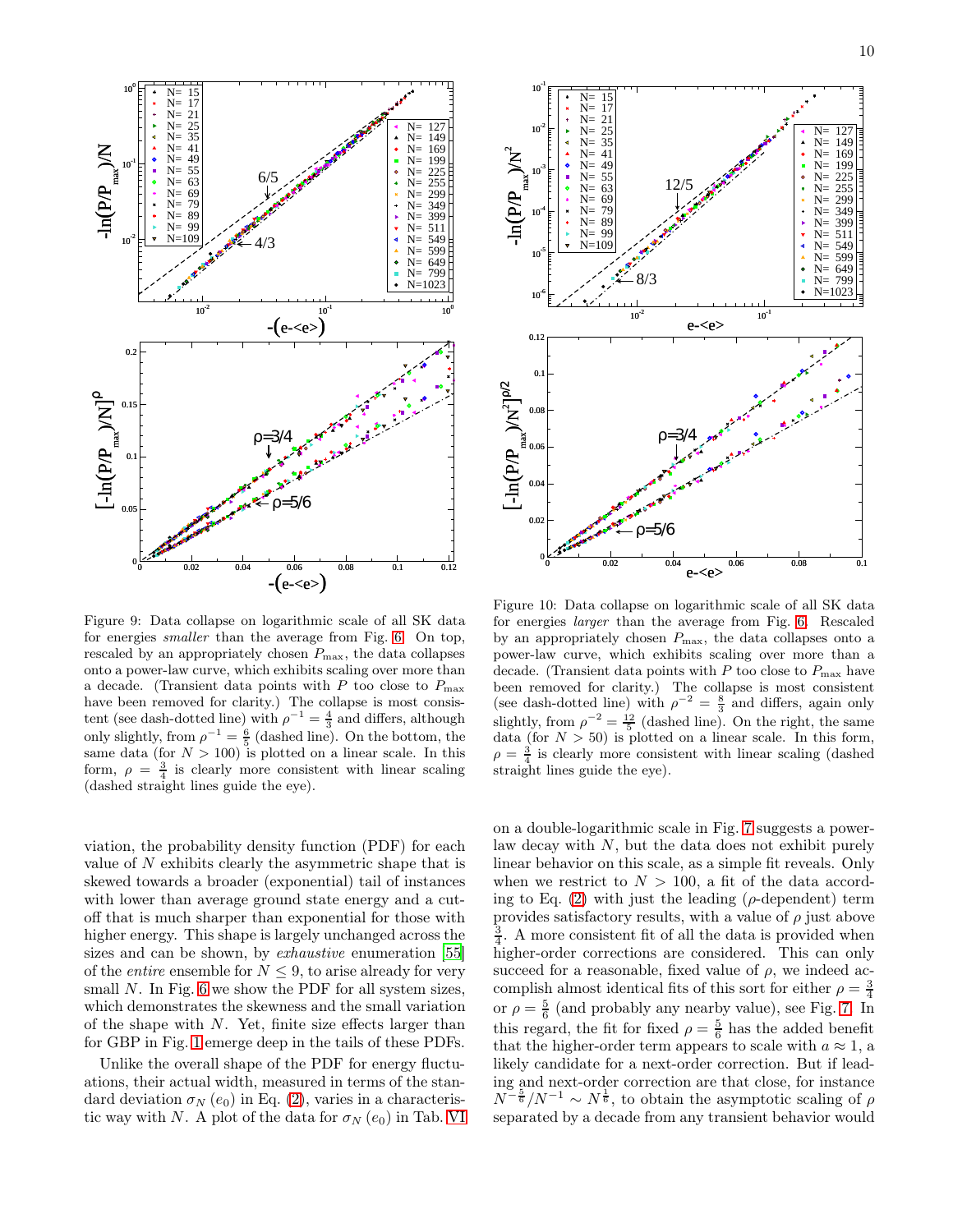Figure 9: Data collapse on logarithmic scale of all SK data for energies *smaller* than the average from Fig. 6. On top, rescaled by an appropriately chosen $P_{\max}$, the data collapses onto a power-law curve, which exhibits scaling over more than a decade. (Transient data points with $P$ too close to $P_{\max}$ have been removed for clarity.) The collapse is most consistent (see dash-dotted line) with $\rho^{-1} = \frac{4}{3}$ and differs, although only slightly, from $\rho^{-1} = \frac{6}{5}$ (dashed line). On the bottom, the same data (for $N > 100$) is plotted on a linear scale. In this form, $\rho = \frac{3}{4}$ is clearly more consistent with linear scaling (dashed straight lines guide the eye).

Figure 10: Data collapse on logarithmic scale of all SK data for energies *larger* than the average from Fig. 6. Rescaled by an appropriately chosen $P_{\max}$, the data collapses onto a power-law curve, which exhibits scaling over more than a decade. (Transient data points with $P$ too close to $P_{\max}$ have been removed for clarity.) The collapse is most consistent (see dash-dotted line) with $\rho^{-2} = \frac{8}{3}$ and differs, again only slightly, from $\rho^{-2} = \frac{12}{5}$ (dashed line). On the right, the same data (for $N > 50$) is plotted on a linear scale. In this form, $\rho = \frac{3}{4}$ is clearly more consistent with linear scaling (dashed straight lines guide the eye).

viation, the probability density function (PDF) for each value of $N$ exhibits clearly the asymmetric shape that is skewed towards a broader (exponential) tail of instances with lower than average ground state energy and a cutoff that is much sharper than exponential for those with higher energy. This shape is largely unchanged across the sizes and can be shown, by *exhaustive* enumeration [55] of the *entire* ensemble for $N \leq 9$, to arise already for very small $N$. In Fig. 6 we show the PDF for all system sizes, which demonstrates the skewness and the small variation of the shape with $N$. Yet, finite size effects larger than for GBP in Fig. 1 emerge deep in the tails of these PDFs.

Unlike the overall shape of the PDF for energy fluctuations, their actual width, measured in terms of the standard deviation $\sigma_N(e_0)$ in Eq. (2), varies in a characteristic way with $N$. A plot of the data for $\sigma_N(e_0)$ in Tab. VI on a double-logarithmic scale in Fig. 7 suggests a power-law decay with $N$, but the data does not exhibit purely linear behavior on this scale, as a simple fit reveals. Only when we restrict to $N > 100$, a fit of the data according to Eq. (2) with just the leading ($\rho$-dependent) term provides satisfactory results, with a value of $\rho$ just above $\frac{3}{4}$. A more consistent fit of all the data is provided when higher-order corrections are considered. This can only succeed for a reasonable, fixed value of $\rho$, we indeed accomplish almost identical fits of this sort for either $\rho = \frac{3}{4}$ or $\rho = \frac{5}{6}$ (and probably any nearby value), see Fig. 7. In this regard, the fit for fixed $\rho = \frac{5}{6}$ has the added benefit that the higher-order term appears to scale with $a \approx 1$, a likely candidate for a next-order correction. But if leading and next-order correction are that close, for instance $N^{-\frac{5}{6}}/N^{-1} \sim N^{\frac{1}{6}}$, to obtain the asymptotic scaling of $\rho$ separated by a decade from any transient behavior would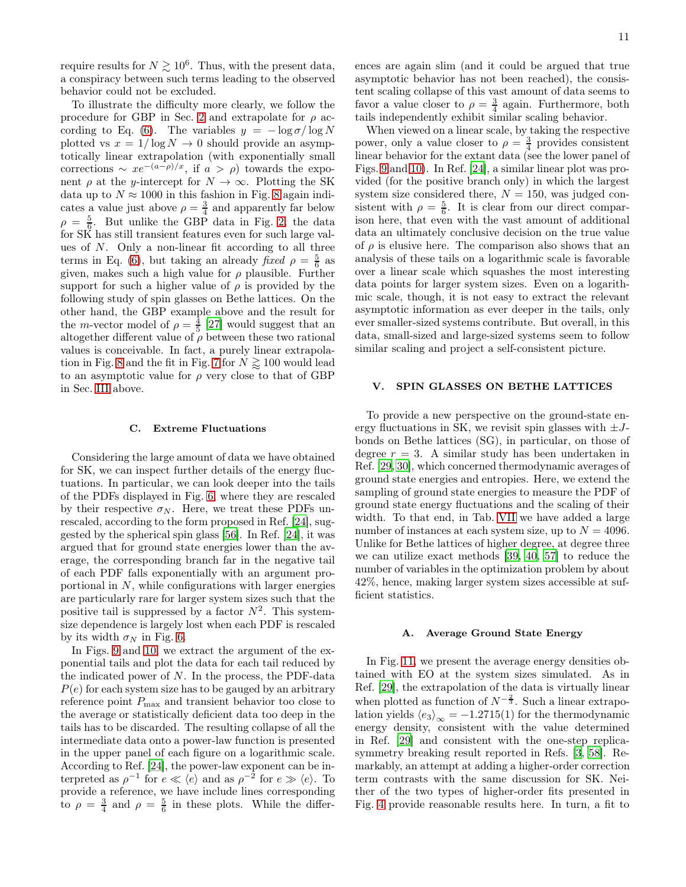require results for $N \gtrsim 10^6$. Thus, with the present data, a conspiracy between such terms leading to the observed behavior could not be excluded.

To illustrate the difficulty more clearly, we follow the procedure for GBP in Sec. 2 and extrapolate for $\rho$ according to Eq. (6). The variables $y = -\log\sigma/\log N$ plotted vs $x = 1/\log N \to 0$ should provide an asymptotically linear extrapolation (with exponentially small corrections $\sim xe^{-(a-\rho)/x}$, if $a > \rho$) towards the exponent $\rho$ at the $y$-intercept for $N \to \infty$. Plotting the SK data up to $N \approx 1000$ in this fashion in Fig. 8 again indicates a value just above $\rho = \frac{3}{4}$ and apparently far below $\rho = \frac{5}{6}$. But unlike the GBP data in Fig. 2, the data for SK has still transient features even for such large values of $N$. Only a non-linear fit according to all three terms in Eq. (6), but taking an already *fixed* $\rho = \frac{5}{6}$ as given, makes such a high value for $\rho$ plausible. Further support for such a higher value of $\rho$ is provided by the following study of spin glasses on Bethe lattices. On the other hand, the GBP example above and the result for the $m$-vector model of $\rho = \frac{4}{5}$ [27] would suggest that an altogether different value of $\rho$ between these two rational values is conceivable. In fact, a purely linear extrapolation in Fig. 8 and the fit in Fig. 7 for $N \gtrapprox 100$ would lead to an asymptotic value for $\rho$ very close to that of GBP in Sec. III above.

### C. Extreme Fluctuations

Considering the large amount of data we have obtained for SK, we can inspect further details of the energy fluctuations. In particular, we can look deeper into the tails of the PDFs displayed in Fig. 6, where they are rescaled by their respective $\sigma_N$. Here, we treat these PDFs unrescaled, according to the form proposed in Ref. [24], suggested by the spherical spin glass [56]. In Ref. [24], it was argued that for ground state energies lower than the average, the corresponding branch far in the negative tail of each PDF falls exponentially with an argument proportional in $N$, while configurations with larger energies are particularly rare for larger system sizes such that the positive tail is suppressed by a factor $N^2$. This system-size dependence is largely lost when each PDF is rescaled by its width $\sigma_N$ in Fig. 6.

In Figs. 9 and 10, we extract the argument of the exponential tails and plot the data for each tail reduced by the indicated power of $N$. In the process, the PDF-data $P(e)$ for each system size has to be gauged by an arbitrary reference point $P_{\max}$ and transient behavior too close to the average or statistically deficient data too deep in the tails has to be discarded. The resulting collapse of all the intermediate data onto a power-law function is presented in the upper panel of each figure on a logarithmic scale. According to Ref. [24], the power-law exponent can be interpreted as $\rho^{-1}$ for $e \ll \langle e\rangle$ and as $\rho^{-2}$ for $e \gg \langle e\rangle$. To provide a reference, we have include lines corresponding to $\rho = \frac{3}{4}$ and $\rho = \frac{5}{6}$ in these plots. While the differences are again slim (and it could be argued that true asymptotic behavior has not been reached), the consistent scaling collapse of this vast amount of data seems to favor a value closer to $\rho = \frac{3}{4}$ again. Furthermore, both tails independently exhibit similar scaling behavior.

When viewed on a linear scale, by taking the respective power, only a value closer to $\rho = \frac{3}{4}$ provides consistent linear behavior for the extant data (see the lower panel of Figs. 9 and 10). In Ref. [24], a similar linear plot was provided (for the positive branch only) in which the largest system size considered there, $N = 150$, was judged consistent with $\rho = \frac{5}{6}$. It is clear from our direct comparison here, that even with the vast amount of additional data an ultimately conclusive decision on the true value of $\rho$ is elusive here. The comparison also shows that an analysis of these tails on a logarithmic scale is favorable over a linear scale which squashes the most interesting data points for larger system sizes. Even on a logarithmic scale, though, it is not easy to extract the relevant asymptotic information as ever deeper in the tails, only ever smaller-sized systems contribute. But overall, in this data, small-sized and large-sized systems seem to follow similar scaling and project a self-consistent picture.

## V. SPIN GLASSES ON BETHE LATTICES

To provide a new perspective on the ground-state energy fluctuations in SK, we revisit spin glasses with $\pm J$-bonds on Bethe lattices (SG), in particular, on those of degree $r = 3$. A similar study has been undertaken in Ref. [29, 30], which concerned thermodynamic averages of ground state energies and entropies. Here, we extend the sampling of ground state energies to measure the PDF of ground state energy fluctuations and the scaling of their width. To that end, in Tab. VII we have added a large number of instances at each system size, up to $N = 4096$. Unlike for Bethe lattices of higher degree, at degree three we can utilize exact methods [39, 40, 57] to reduce the number of variables in the optimization problem by about 42%, hence, making larger system sizes accessible at sufficient statistics.

### A. Average Ground State Energy

In Fig. 11, we present the average energy densities obtained with EO at the system sizes simulated. As in Ref. [29], the extrapolation of the data is virtually linear when plotted as function of $N^{-\frac{2}{3}}$. Such a linear extrapolation yields $\langle e_3\rangle_\infty = -1.2715(1)$ for the thermodynamic energy density, consistent with the value determined in Ref. [29] and consistent with the one-step replica-symmetry breaking result reported in Refs. [3, 58]. Remarkably, an attempt at adding a higher-order correction term contrasts with the same discussion for SK. Neither of the two types of higher-order fits presented in Fig. 4 provide reasonable results here. In turn, a fit to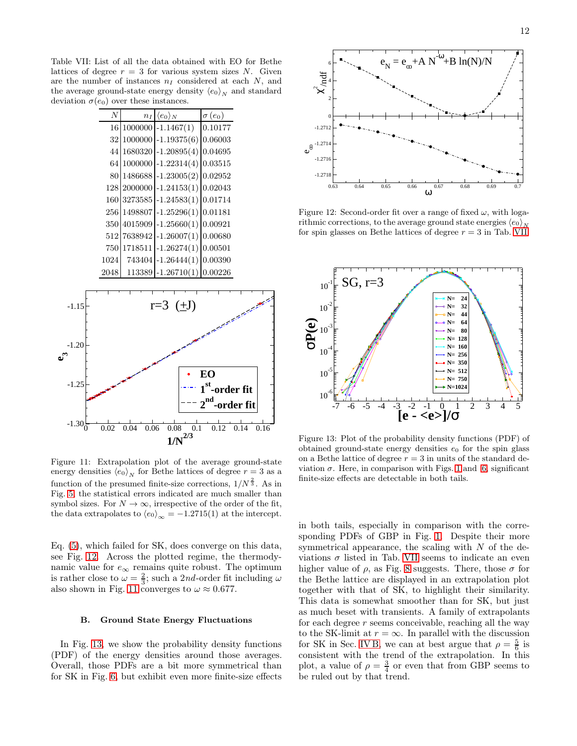Table VII: List of all the data obtained with EO for Bethe lattices of degree $r = 3$ for various system sizes $N$. Given are the number of instances $n_I$ considered at each $N$, and the average ground-state energy density $\langle e_0 \rangle_N$ and standard deviation $\sigma(e_0)$ over these instances.

| $N$ | $n_I$ | $\langle e_0 \rangle_N$ | $\sigma(e_0)$ |
|---|---|---|---|
| 16 | 1000000 | -1.1467(1) | 0.10177 |
| 32 | 1000000 | -1.19375(6) | 0.06003 |
| 44 | 1680320 | -1.20895(4) | 0.04695 |
| 64 | 1000000 | -1.22314(4) | 0.03515 |
| 80 | 1486688 | -1.23005(2) | 0.02952 |
| 128 | 2000000 | -1.24153(1) | 0.02043 |
| 160 | 3273585 | -1.24583(1) | 0.01714 |
| 256 | 1498807 | -1.25296(1) | 0.01181 |
| 350 | 4015909 | -1.25660(1) | 0.00921 |
| 512 | 7638942 | -1.26007(1) | 0.00680 |
| 750 | 1718511 | -1.26274(1) | 0.00501 |
| 1024 | 743404 | -1.26444(1) | 0.00390 |
| 2048 | 113389 | -1.26710(1) | 0.00226 |

Figure 11: Extrapolation plot of the average ground-state energy densities $\langle e_0 \rangle_N$ for Bethe lattices of degree $r = 3$ as a function of the presumed finite-size corrections, $1/N^{\frac{2}{3}}$. As in Fig. 5, the statistical errors indicated are much smaller than symbol sizes. For $N \to \infty$, irrespective of the order of the fit, the data extrapolates to $\langle e_0 \rangle_\infty = -1.2715(1)$ at the intercept.

Eq. (5), which failed for SK, does converge on this data, see Fig. 12. Across the plotted regime, the thermodynamic value for $e_\infty$ remains quite robust. The optimum is rather close to $\omega = \frac{2}{3}$; such a 2*nd*-order fit including $\omega$ also shown in Fig. 11 converges to $\omega \approx 0.677$.

Figure 12: Second-order fit over a range of fixed $\omega$, with logarithmic corrections, to the average ground state energies $\langle e_0 \rangle_N$ for spin glasses on Bethe lattices of degree $r = 3$ in Tab. VII.

### B. Ground State Energy Fluctuations

In Fig. 13, we show the probability density functions (PDF) of the energy densities around those averages. Overall, those PDFs are a bit more symmetrical than for SK in Fig. 6, but exhibit even more finite-size effects in both tails, especially in comparison with the corresponding PDFs of GBP in Fig. 1. Despite their more symmetrical appearance, the scaling with $N$ of the deviations $\sigma$ listed in Tab. VII seems to indicate an even higher value of $\rho$, as Fig. 8 suggests. There, those $\sigma$ for the Bethe lattice are displayed in an extrapolation plot together with that of SK, to highlight their similarity. This data is somewhat smoother than for SK, but just as much beset with transients. A family of extrapolants for each degree $r$ seems conceivable, reaching all the way to the SK-limit at $r = \infty$. In parallel with the discussion for SK in Sec. IV B, we can at best argue that $\rho = \frac{5}{6}$ is consistent with the trend of the extrapolation. In this plot, a value of $\rho = \frac{3}{4}$ or even that from GBP seems to be ruled out by that trend.

Figure 13: Plot of the probability density functions (PDF) of obtained ground-state energy densities $e_0$ for the spin glass on a Bethe lattice of degree $r = 3$ in units of the standard deviation $\sigma$. Here, in comparison with Figs. 1 and 6, significant finite-size effects are detectable in both tails.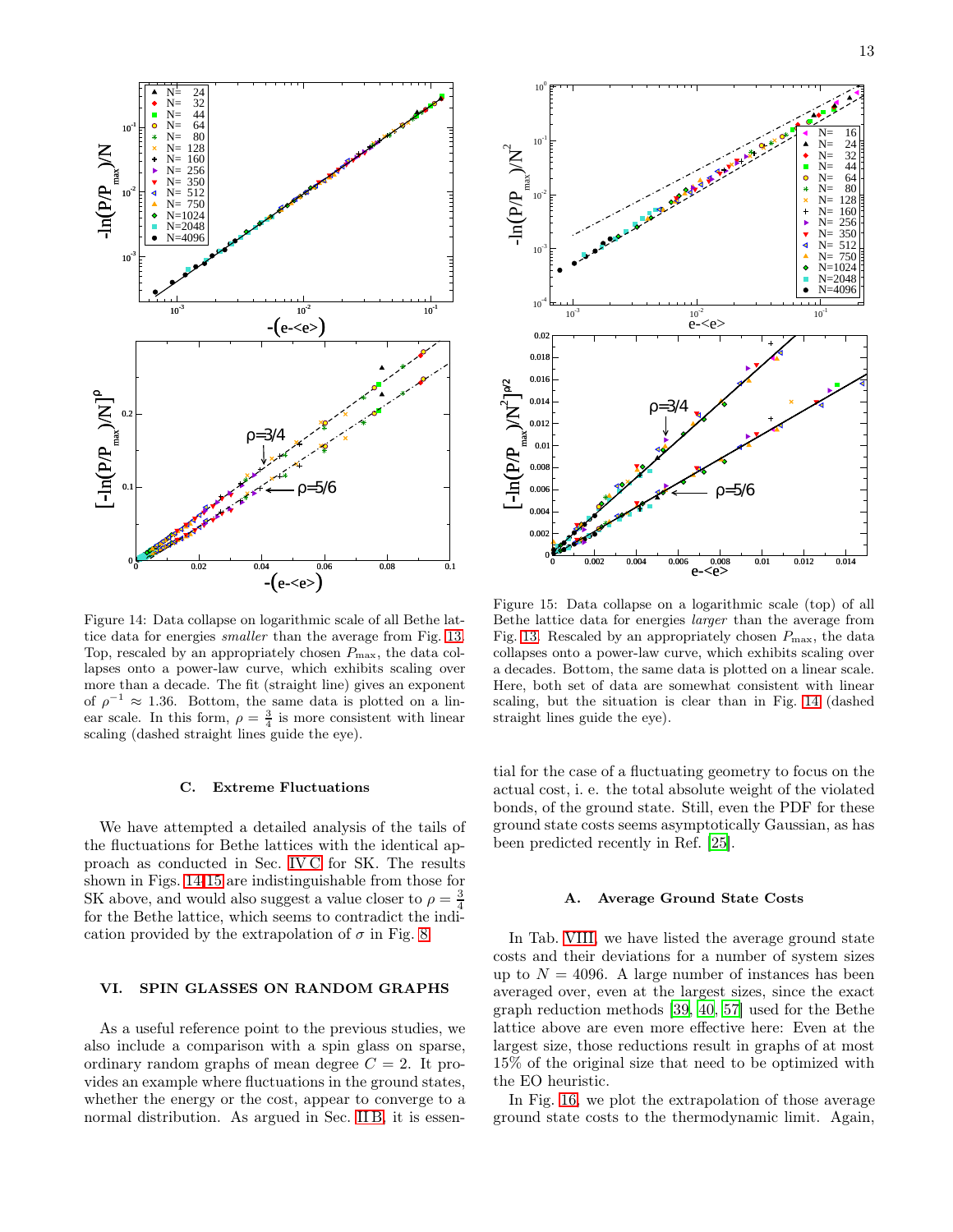Figure 14: Data collapse on logarithmic scale of all Bethe lattice data for energies *smaller* than the average from Fig. 13. Top, rescaled by an appropriately chosen $P_{\max}$, the data collapses onto a power-law curve, which exhibits scaling over more than a decade. The fit (straight line) gives an exponent of $\rho^{-1} \approx 1.36$. Bottom, the same data is plotted on a linear scale. In this form, $\rho = \frac{3}{4}$ is more consistent with linear scaling (dashed straight lines guide the eye).

Figure 15: Data collapse on a logarithmic scale (top) of all Bethe lattice data for energies *larger* than the average from Fig. 13. Rescaled by an appropriately chosen $P_{\max}$, the data collapses onto a power-law curve, which exhibits scaling over a decades. Bottom, the same data is plotted on a linear scale. Here, both set of data are somewhat consistent with linear scaling, but the situation is clear than in Fig. 14 (dashed straight lines guide the eye).

### C. Extreme Fluctuations

We have attempted a detailed analysis of the tails of the fluctuations for Bethe lattices with the identical approach as conducted in Sec. IV C for SK. The results shown in Figs. 14-15 are indistinguishable from those for SK above, and would also suggest a value closer to $\rho = \frac{3}{4}$ for the Bethe lattice, which seems to contradict the indication provided by the extrapolation of $\sigma$ in Fig. 8.

## VI. SPIN GLASSES ON RANDOM GRAPHS

As a useful reference point to the previous studies, we also include a comparison with a spin glass on sparse, ordinary random graphs of mean degree $C = 2$. It provides an example where fluctuations in the ground states, whether the energy or the cost, appear to converge to a normal distribution. As argued in Sec. II B, it is essential for the case of a fluctuating geometry to focus on the actual cost, i. e. the total absolute weight of the violated bonds, of the ground state. Still, even the PDF for these ground state costs seems asymptotically Gaussian, as has been predicted recently in Ref. [25].

### A. Average Ground State Costs

In Tab. VIII, we have listed the average ground state costs and their deviations for a number of system sizes up to $N = 4096$. A large number of instances has been averaged over, even at the largest sizes, since the exact graph reduction methods [39, 40, 57] used for the Bethe lattice above are even more effective here: Even at the largest size, those reductions result in graphs of at most 15% of the original size that need to be optimized with the EO heuristic.

In Fig. 16, we plot the extrapolation of those average ground state costs to the thermodynamic limit. Again,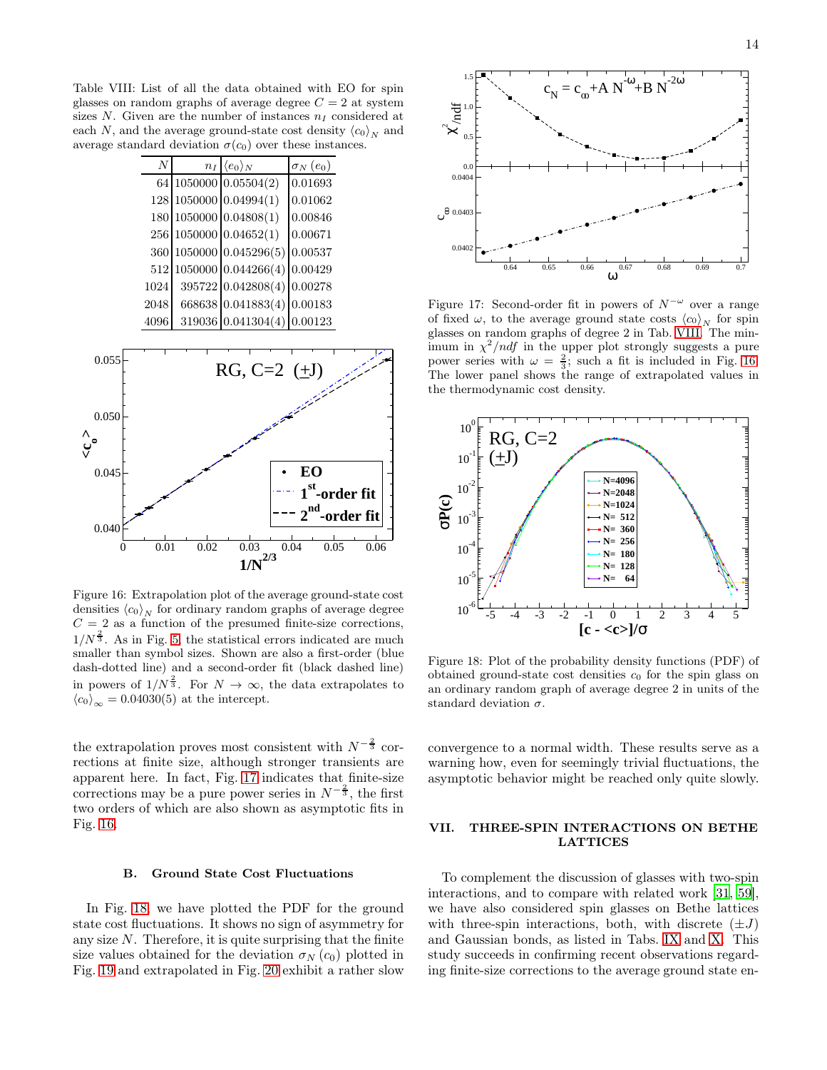Table VIII: List of all the data obtained with EO for spin glasses on random graphs of average degree $C = 2$ at system sizes $N$. Given are the number of instances $n_I$ considered at each $N$, and the average ground-state cost density $\langle c_0 \rangle_N$ and average standard deviation $\sigma(c_0)$ over these instances.

| $N$ | $n_I$ | $\langle e_0 \rangle_N$ | $\sigma_N(e_0)$ |
|---|---|---|---|
| 64 | 1050000 | 0.05504(2) | 0.01693 |
| 128 | 1050000 | 0.04994(1) | 0.01062 |
| 180 | 1050000 | 0.04808(1) | 0.00846 |
| 256 | 1050000 | 0.04652(1) | 0.00671 |
| 360 | 1050000 | 0.045296(5) | 0.00537 |
| 512 | 1050000 | 0.044266(4) | 0.00429 |
| 1024 | 395722 | 0.042808(4) | 0.00278 |
| 2048 | 668638 | 0.041883(4) | 0.00183 |
| 4096 | 319036 | 0.041304(4) | 0.00123 |

Figure 16: Extrapolation plot of the average ground-state cost densities $\langle c_0 \rangle_N$ for ordinary random graphs of average degree $C = 2$ as a function of the presumed finite-size corrections, $1/N^{\frac{2}{3}}$. As in Fig. 5, the statistical errors indicated are much smaller than symbol sizes. Shown are also a first-order (blue dash-dotted line) and a second-order fit (black dashed line) in powers of $1/N^{\frac{2}{3}}$. For $N \to \infty$, the data extrapolates to $\langle c_0 \rangle_\infty = 0.04030(5)$ at the intercept.

the extrapolation proves most consistent with $N^{-\frac{2}{3}}$ corrections at finite size, although stronger transients are apparent here. In fact, Fig. 17 indicates that finite-size corrections may be a pure power series in $N^{-\frac{2}{3}}$, the first two orders of which are also shown as asymptotic fits in Fig. 16.

### B. Ground State Cost Fluctuations

In Fig. 18, we have plotted the PDF for the ground state cost fluctuations. It shows no sign of asymmetry for any size $N$. Therefore, it is quite surprising that the finite size values obtained for the deviation $\sigma_N(c_0)$ plotted in Fig. 19 and extrapolated in Fig. 20 exhibit a rather slow convergence to a normal width. These results serve as a warning how, even for seemingly trivial fluctuations, the asymptotic behavior might be reached only quite slowly.

Figure 17: Second-order fit in powers of $N^{-\omega}$ over a range of fixed $\omega$, to the average ground state costs $\langle c_0 \rangle_N$ for spin glasses on random graphs of degree 2 in Tab. VIII. The minimum in $\chi^2/ndf$ in the upper plot strongly suggests a pure power series with $\omega = \frac{2}{3}$; such a fit is included in Fig. 16. The lower panel shows the range of extrapolated values in the thermodynamic cost density.

Figure 18: Plot of the probability density functions (PDF) of obtained ground-state cost densities $c_0$ for the spin glass on an ordinary random graph of average degree 2 in units of the standard deviation $\sigma$.

## VII. THREE-SPIN INTERACTIONS ON BETHE LATTICES

To complement the discussion of glasses with two-spin interactions, and to compare with related work [31, 59], we have also considered spin glasses on Bethe lattices with three-spin interactions, both, with discrete ($\pm J$) and Gaussian bonds, as listed in Tabs. IX and X. This study succeeds in confirming recent observations regarding finite-size corrections to the average ground state en-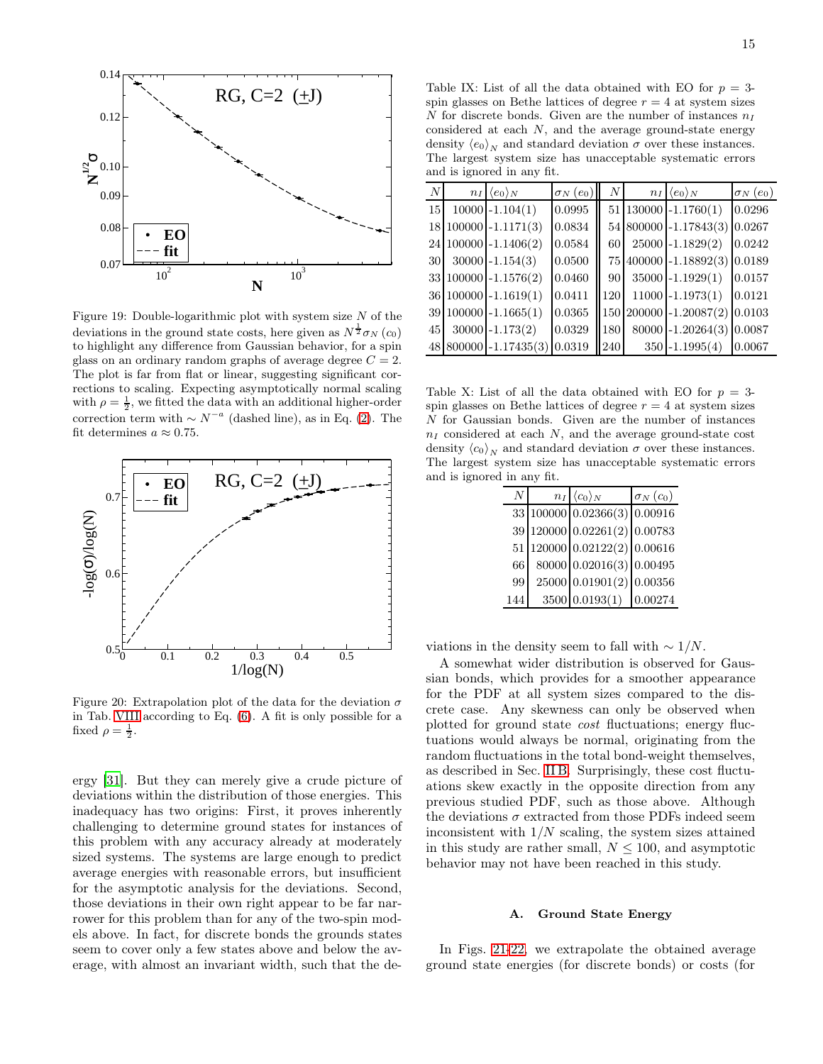Figure 19: Double-logarithmic plot with system size $N$ of the deviations in the ground state costs, here given as $N^{\frac{1}{2}}\sigma_N(c_0)$ to highlight any difference from Gaussian behavior, for a spin glass on an ordinary random graphs of average degree $C=2$. The plot is far from flat or linear, suggesting significant corrections to scaling. Expecting asymptotically normal scaling with $\rho=\frac{1}{2}$, we fitted the data with an additional higher-order correction term with $\sim N^{-a}$ (dashed line), as in Eq. (2). The fit determines $a\approx 0.75$.

Figure 20: Extrapolation plot of the data for the deviation $\sigma$ in Tab. VIII according to Eq. (6). A fit is only possible for a fixed $\rho=\frac{1}{2}$.

ergy [31]. But they can merely give a crude picture of deviations within the distribution of those energies. This inadequacy has two origins: First, it proves inherently challenging to determine ground states for instances of this problem with any accuracy already at moderately sized systems. The systems are large enough to predict average energies with reasonable errors, but insufficient for the asymptotic analysis for the deviations. Second, those deviations in their own right appear to be far narrower for this problem than for any of the two-spin models above. In fact, for discrete bonds the grounds states seem to cover only a few states above and below the average, with almost an invariant width, such that the deviations in the density seem to fall with $\sim 1/N$.

Table IX: List of all the data obtained with EO for $p=3$-spin glasses on Bethe lattices of degree $r=4$ at system sizes $N$ for discrete bonds. Given are the number of instances $n_I$ considered at each $N$, and the average ground-state energy density $\langle e_0\rangle_N$ and standard deviation $\sigma$ over these instances. The largest system size has unacceptable systematic errors and is ignored in any fit.

| $N$ | $n_I$ | $\langle e_0\rangle_N$ | $\sigma_N(e_0)$ | $N$ | $n_I$ | $\langle e_0\rangle_N$ | $\sigma_N(e_0)$ |
|---|---|---|---|---|---|---|---|
| 15 | 10000 | -1.104(1) | 0.0995 | 51 | 130000 | -1.1760(1) | 0.0296 |
| 18 | 100000 | -1.1171(3) | 0.0834 | 54 | 800000 | -1.17843(3) | 0.0267 |
| 24 | 100000 | -1.1406(2) | 0.0584 | 60 | 25000 | -1.1829(2) | 0.0242 |
| 30 | 30000 | -1.154(3) | 0.0500 | 75 | 400000 | -1.18892(3) | 0.0189 |
| 33 | 100000 | -1.1576(2) | 0.0460 | 90 | 35000 | -1.1929(1) | 0.0157 |
| 36 | 100000 | -1.1619(1) | 0.0411 | 120 | 11000 | -1.1973(1) | 0.0121 |
| 39 | 100000 | -1.1665(1) | 0.0365 | 150 | 200000 | -1.20087(2) | 0.0103 |
| 45 | 30000 | -1.173(2) | 0.0329 | 180 | 80000 | -1.20264(3) | 0.0087 |
| 48 | 800000 | -1.17435(3) | 0.0319 | 240 | 350 | -1.1995(4) | 0.0067 |

Table X: List of all the data obtained with EO for $p=3$-spin glasses on Bethe lattices of degree $r=4$ at system sizes $N$ for Gaussian bonds. Given are the number of instances $n_I$ considered at each $N$, and the average ground-state cost density $\langle c_0\rangle_N$ and standard deviation $\sigma$ over these instances. The largest system size has unacceptable systematic errors and is ignored in any fit.

| $N$ | $n_I$ | $\langle c_0\rangle_N$ | $\sigma_N(c_0)$ |
|---|---|---|---|
| 33 | 100000 | 0.02366(3) | 0.00916 |
| 39 | 120000 | 0.02261(2) | 0.00783 |
| 51 | 120000 | 0.02122(2) | 0.00616 |
| 66 | 80000 | 0.02016(3) | 0.00495 |
| 99 | 25000 | 0.01901(2) | 0.00356 |
| 144 | 3500 | 0.0193(1) | 0.00274 |

A somewhat wider distribution is observed for Gaussian bonds, which provides for a smoother appearance for the PDF at all system sizes compared to the discrete case. Any skewness can only be observed when plotted for ground state *cost* fluctuations; energy fluctuations would always be normal, originating from the random fluctuations in the total bond-weight themselves, as described in Sec. II B. Surprisingly, these cost fluctuations skew exactly in the opposite direction from any previous studied PDF, such as those above. Although the deviations $\sigma$ extracted from those PDFs indeed seem inconsistent with $1/N$ scaling, the system sizes attained in this study are rather small, $N\leq 100$, and asymptotic behavior may not have been reached in this study.

### A. Ground State Energy

In Figs. 21-22, we extrapolate the obtained average ground state energies (for discrete bonds) or costs (for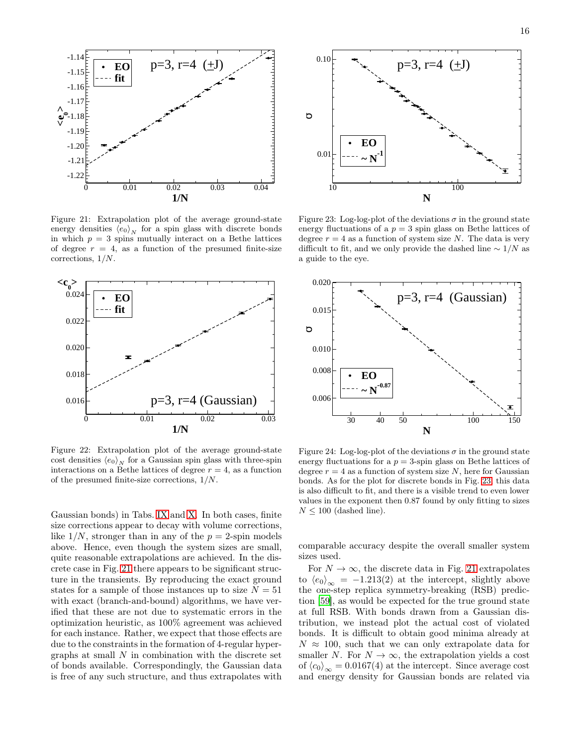Figure 21: Extrapolation plot of the average ground-state energy densities $\langle e_0 \rangle_N$ for a spin glass with discrete bonds in which $p = 3$ spins mutually interact on a Bethe lattices of degree $r = 4$, as a function of the presumed finite-size corrections, $1/N$.

Figure 22: Extrapolation plot of the average ground-state cost densities $\langle e_0 \rangle_N$ for a Gaussian spin glass with three-spin interactions on a Bethe lattices of degree $r = 4$, as a function of the presumed finite-size corrections, $1/N$.

Gaussian bonds) in Tabs. IX and X. In both cases, finite size corrections appear to decay with volume corrections, like $1/N$, stronger than in any of the $p = 2$-spin models above. Hence, even though the system sizes are small, quite reasonable extrapolations are achieved. In the discrete case in Fig. 21 there appears to be significant structure in the transients. By reproducing the exact ground states for a sample of those instances up to size $N = 51$ with exact (branch-and-bound) algorithms, we have verified that these are not due to systematic errors in the optimization heuristic, as 100% agreement was achieved for each instance. Rather, we expect that those effects are due to the constraints in the formation of 4-regular hypergraphs at small $N$ in combination with the discrete set of bonds available. Correspondingly, the Gaussian data is free of any such structure, and thus extrapolates with

Figure 23: Log-log-plot of the deviations $\sigma$ in the ground state energy fluctuations of a $p = 3$ spin glass on Bethe lattices of degree $r = 4$ as a function of system size $N$. The data is very difficult to fit, and we only provide the dashed line $\sim 1/N$ as a guide to the eye.

Figure 24: Log-log-plot of the deviations $\sigma$ in the ground state energy fluctuations for a $p = 3$-spin glass on Bethe lattices of degree $r = 4$ as a function of system size $N$, here for Gaussian bonds. As for the plot for discrete bonds in Fig. 23, this data is also difficult to fit, and there is a visible trend to even lower values in the exponent then 0.87 found by only fitting to sizes $N \leq 100$ (dashed line).

comparable accuracy despite the overall smaller system sizes used.

For $N \to \infty$, the discrete data in Fig. 21 extrapolates to $\langle e_0 \rangle_\infty = -1.213(2)$ at the intercept, slightly above the one-step replica symmetry-breaking (RSB) prediction [59], as would be expected for the true ground state at full RSB. With bonds drawn from a Gaussian distribution, we instead plot the actual cost of violated bonds. It is difficult to obtain good minima already at $N \approx 100$, such that we can only extrapolate data for smaller $N$. For $N \to \infty$, the extrapolation yields a cost of $\langle c_0 \rangle_\infty = 0.0167(4)$ at the intercept. Since average cost and energy density for Gaussian bonds are related via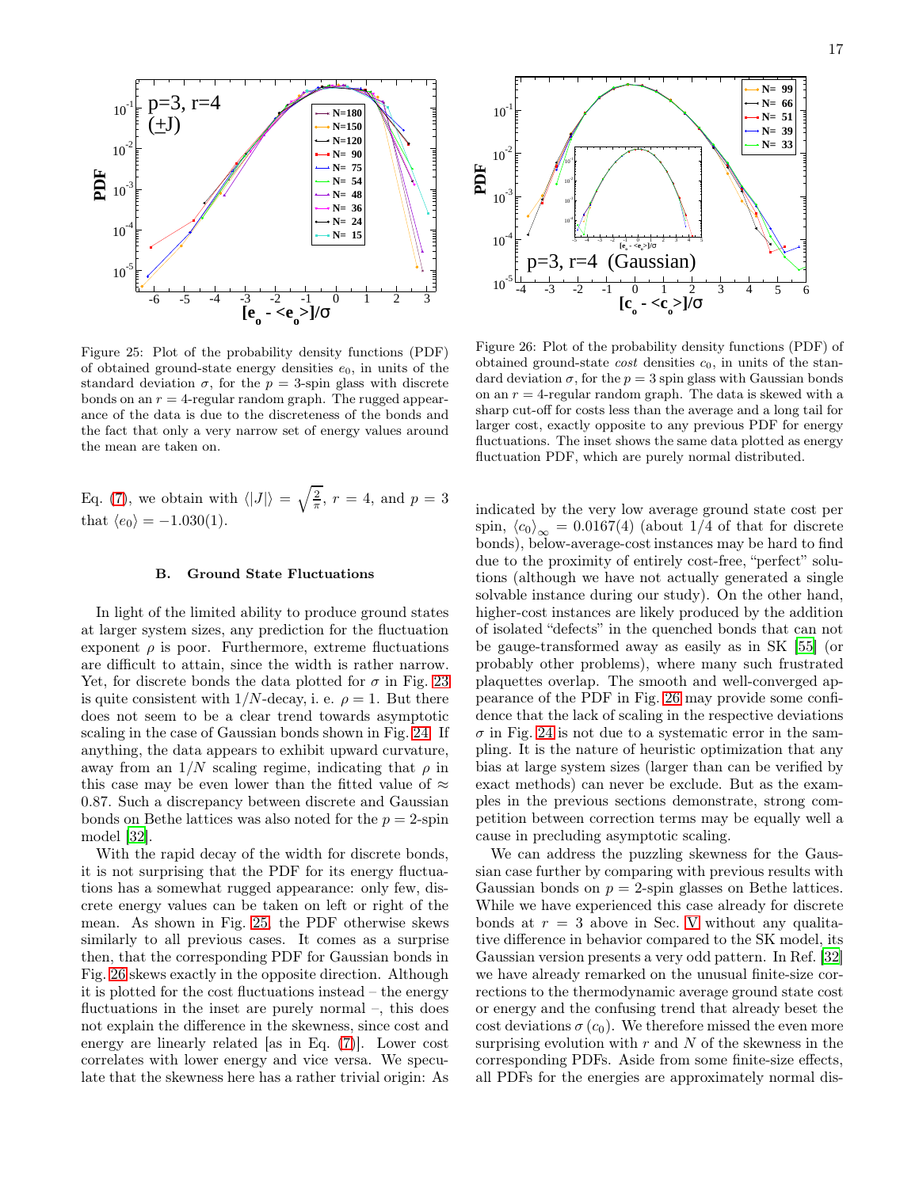Figure 25: Plot of the probability density functions (PDF) of obtained ground-state energy densities $e_0$, in units of the standard deviation $\sigma$, for the $p = 3$-spin glass with discrete bonds on an $r = 4$-regular random graph. The rugged appearance of the data is due to the discreteness of the bonds and the fact that only a very narrow set of energy values around the mean are taken on.

Figure 26: Plot of the probability density functions (PDF) of obtained ground-state *cost* densities $c_0$, in units of the standard deviation $\sigma$, for the $p = 3$ spin glass with Gaussian bonds on an $r = 4$-regular random graph. The data is skewed with a sharp cut-off for costs less than the average and a long tail for larger cost, exactly opposite to any previous PDF for energy fluctuations. The inset shows the same data plotted as energy fluctuation PDF, which are purely normal distributed.

Eq. (7), we obtain with $\langle |J| \rangle = \sqrt{\frac{2}{\pi}}$, $r = 4$, and $p = 3$ that $\langle e_0 \rangle = -1.030(1)$.

### B. Ground State Fluctuations

In light of the limited ability to produce ground states at larger system sizes, any prediction for the fluctuation exponent $\rho$ is poor. Furthermore, extreme fluctuations are difficult to attain, since the width is rather narrow. Yet, for discrete bonds the data plotted for $\sigma$ in Fig. 23 is quite consistent with $1/N$-decay, i. e. $\rho = 1$. But there does not seem to be a clear trend towards asymptotic scaling in the case of Gaussian bonds shown in Fig. 24. If anything, the data appears to exhibit upward curvature, away from an $1/N$ scaling regime, indicating that $\rho$ in this case may be even lower than the fitted value of $\approx 0.87$. Such a discrepancy between discrete and Gaussian bonds on Bethe lattices was also noted for the $p = 2$-spin model [32].

With the rapid decay of the width for discrete bonds, it is not surprising that the PDF for its energy fluctuations has a somewhat rugged appearance: only few, discrete energy values can be taken on left or right of the mean. As shown in Fig. 25, the PDF otherwise skews similarly to all previous cases. It comes as a surprise then, that the corresponding PDF for Gaussian bonds in Fig. 26 skews exactly in the opposite direction. Although it is plotted for the cost fluctuations instead – the energy fluctuations in the inset are purely normal –, this does not explain the difference in the skewness, since cost and energy are linearly related [as in Eq. (7)]. Lower cost correlates with lower energy and vice versa. We speculate that the skewness here has a rather trivial origin: As indicated by the very low average ground state cost per spin, $\langle c_0 \rangle_\infty = 0.0167(4)$ (about 1/4 of that for discrete bonds), below-average-cost instances may be hard to find due to the proximity of entirely cost-free, "perfect" solutions (although we have not actually generated a single solvable instance during our study). On the other hand, higher-cost instances are likely produced by the addition of isolated "defects" in the quenched bonds that can not be gauge-transformed away as easily as in SK [55] (or probably other problems), where many such frustrated plaquettes overlap. The smooth and well-converged appearance of the PDF in Fig. 26 may provide some confidence that the lack of scaling in the respective deviations $\sigma$ in Fig. 24 is not due to a systematic error in the sampling. It is the nature of heuristic optimization that any bias at large system sizes (larger than can be verified by exact methods) can never be exclude. But as the examples in the previous sections demonstrate, strong competition between correction terms may be equally well a cause in precluding asymptotic scaling.

We can address the puzzling skewness for the Gaussian case further by comparing with previous results with Gaussian bonds on $p = 2$-spin glasses on Bethe lattices. While we have experienced this case already for discrete bonds at $r = 3$ above in Sec. V without any qualitative difference in behavior compared to the SK model, its Gaussian version presents a very odd pattern. In Ref. [32] we have already remarked on the unusual finite-size corrections to the thermodynamic average ground state cost or energy and the confusing trend that already beset the cost deviations $\sigma(c_0)$. We therefore missed the even more surprising evolution with $r$ and $N$ of the skewness in the corresponding PDFs. Aside from some finite-size effects, all PDFs for the energies are approximately normal dis-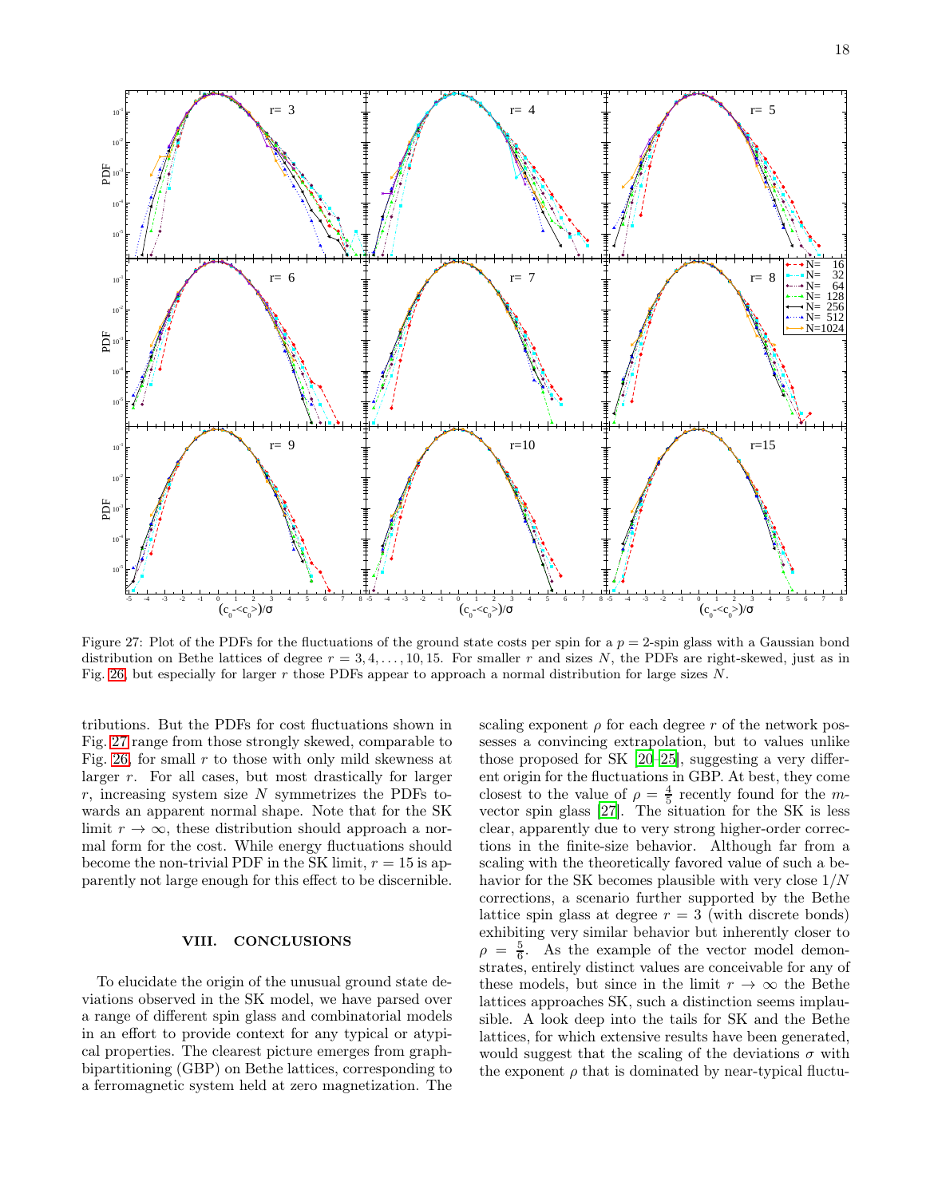Figure 27: Plot of the PDFs for the fluctuations of the ground state costs per spin for a $p = 2$-spin glass with a Gaussian bond distribution on Bethe lattices of degree $r = 3, 4, \ldots, 10, 15$. For smaller $r$ and sizes $N$, the PDFs are right-skewed, just as in Fig. 26, but especially for larger $r$ those PDFs appear to approach a normal distribution for large sizes $N$.

tributions. But the PDFs for cost fluctuations shown in Fig. 27 range from those strongly skewed, comparable to Fig. 26, for small $r$ to those with only mild skewness at larger $r$. For all cases, but most drastically for larger $r$, increasing system size $N$ symmetrizes the PDFs towards an apparent normal shape. Note that for the SK limit $r \to \infty$, these distribution should approach a normal form for the cost. While energy fluctuations should become the non-trivial PDF in the SK limit, $r = 15$ is apparently not large enough for this effect to be discernible.

## VIII. CONCLUSIONS

To elucidate the origin of the unusual ground state deviations observed in the SK model, we have parsed over a range of different spin glass and combinatorial models in an effort to provide context for any typical or atypical properties. The clearest picture emerges from graph-bipartitioning (GBP) on Bethe lattices, corresponding to a ferromagnetic system held at zero magnetization. The scaling exponent $\rho$ for each degree $r$ of the network possesses a convincing extrapolation, but to values unlike those proposed for SK [20–25], suggesting a very different origin for the fluctuations in GBP. At best, they come closest to the value of $\rho = \frac{4}{5}$ recently found for the $m$-vector spin glass [27]. The situation for the SK is less clear, apparently due to very strong higher-order corrections in the finite-size behavior. Although far from a scaling with the theoretically favored value of such a behavior for the SK becomes plausible with very close $1/N$ corrections, a scenario further supported by the Bethe lattice spin glass at degree $r = 3$ (with discrete bonds) exhibiting very similar behavior but inherently closer to $\rho = \frac{5}{6}$. As the example of the vector model demonstrates, entirely distinct values are conceivable for any of these models, but since in the limit $r \to \infty$ the Bethe lattices approaches SK, such a distinction seems implausible. A look deep into the tails for SK and the Bethe lattices, for which extensive results have been generated, would suggest that the scaling of the deviations $\sigma$ with the exponent $\rho$ that is dominated by near-typical fluctu-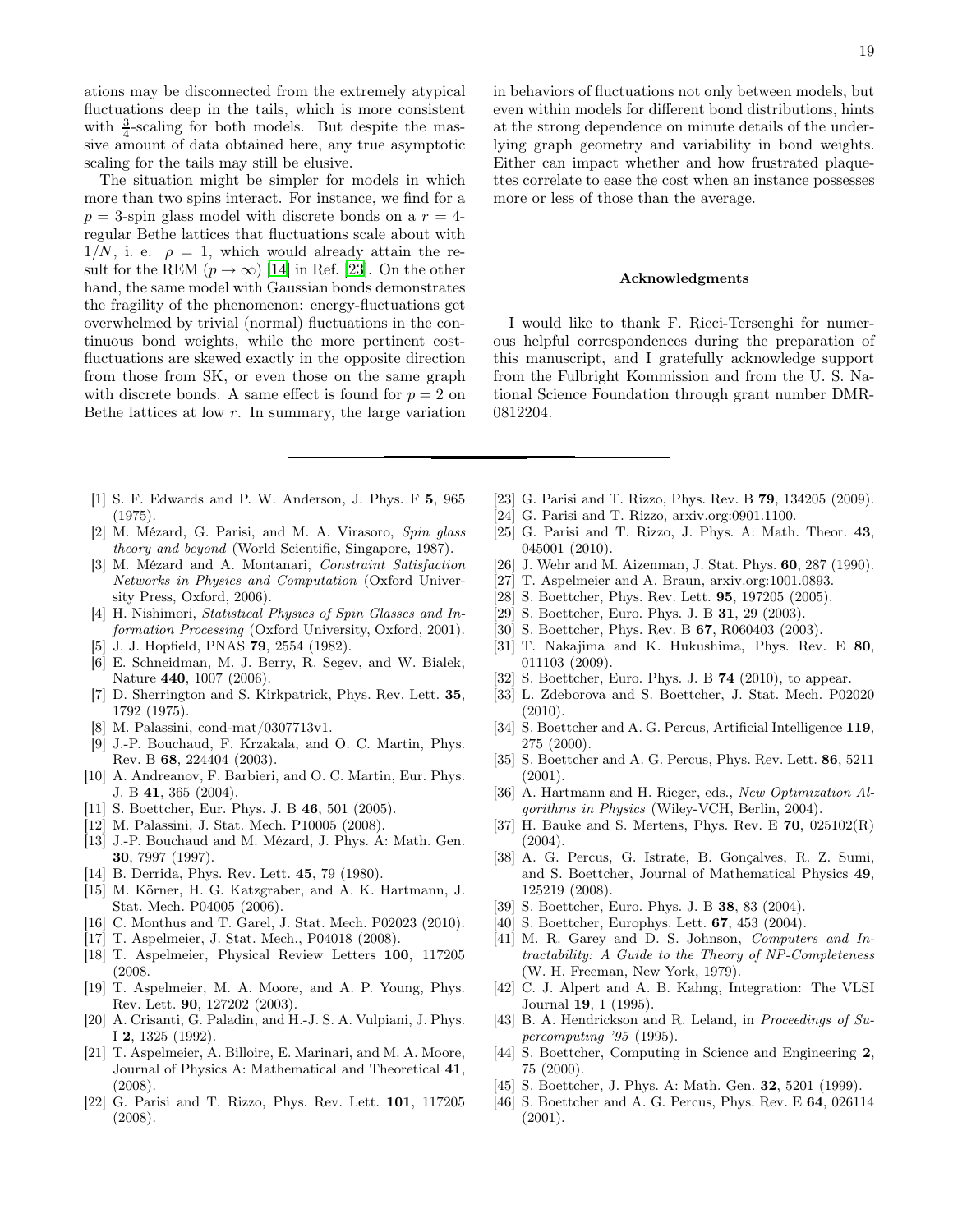ations may be disconnected from the extremely atypical fluctuations deep in the tails, which is more consistent with $\frac{3}{4}$-scaling for both models. But despite the massive amount of data obtained here, any true asymptotic scaling for the tails may still be elusive.

The situation might be simpler for models in which more than two spins interact. For instance, we find for a $p = 3$-spin glass model with discrete bonds on a $r = 4$-regular Bethe lattices that fluctuations scale about with $1/N$, i. e. $\rho = 1$, which would already attain the result for the REM ($p \to \infty$) [14] in Ref. [23]. On the other hand, the same model with Gaussian bonds demonstrates the fragility of the phenomenon: energy-fluctuations get overwhelmed by trivial (normal) fluctuations in the continuous bond weights, while the more pertinent cost-fluctuations are skewed exactly in the opposite direction from those from SK, or even those on the same graph with discrete bonds. A same effect is found for $p = 2$ on Bethe lattices at low $r$. In summary, the large variation in behaviors of fluctuations not only between models, but even within models for different bond distributions, hints at the strong dependence on minute details of the underlying graph geometry and variability in bond weights. Either can impact whether and how frustrated plaquettes correlate to ease the cost when an instance possesses more or less of those than the average.

## Acknowledgments

I would like to thank F. Ricci-Tersenghi for numerous helpful correspondences during the preparation of this manuscript, and I gratefully acknowledge support from the Fulbright Kommission and from the U. S. National Science Foundation through grant number DMR-0812204.

---

[1] S. F. Edwards and P. W. Anderson, J. Phys. F **5**, 965 (1975).
[2] M. Mézard, G. Parisi, and M. A. Virasoro, *Spin glass theory and beyond* (World Scientific, Singapore, 1987).
[3] M. Mézard and A. Montanari, *Constraint Satisfaction Networks in Physics and Computation* (Oxford University Press, Oxford, 2006).
[4] H. Nishimori, *Statistical Physics of Spin Glasses and Information Processing* (Oxford University, Oxford, 2001).
[5] J. J. Hopfield, PNAS **79**, 2554 (1982).
[6] E. Schneidman, M. J. Berry, R. Segev, and W. Bialek, Nature **440**, 1007 (2006).
[7] D. Sherrington and S. Kirkpatrick, Phys. Rev. Lett. **35**, 1792 (1975).
[8] M. Palassini, cond-mat/0307713v1.
[9] J.-P. Bouchaud, F. Krzakala, and O. C. Martin, Phys. Rev. B **68**, 224404 (2003).
[10] A. Andreanov, F. Barbieri, and O. C. Martin, Eur. Phys. J. B **41**, 365 (2004).
[11] S. Boettcher, Eur. Phys. J. B **46**, 501 (2005).
[12] M. Palassini, J. Stat. Mech. P10005 (2008).
[13] J.-P. Bouchaud and M. Mézard, J. Phys. A: Math. Gen. **30**, 7997 (1997).
[14] B. Derrida, Phys. Rev. Lett. **45**, 79 (1980).
[15] M. Körner, H. G. Katzgraber, and A. K. Hartmann, J. Stat. Mech. P04005 (2006).
[16] C. Monthus and T. Garel, J. Stat. Mech. P02023 (2010).
[17] T. Aspelmeier, J. Stat. Mech., P04018 (2008).
[18] T. Aspelmeier, Physical Review Letters **100**, 117205 (2008.
[19] T. Aspelmeier, M. A. Moore, and A. P. Young, Phys. Rev. Lett. **90**, 127202 (2003).
[20] A. Crisanti, G. Paladin, and H.-J. S. A. Vulpiani, J. Phys. I **2**, 1325 (1992).
[21] T. Aspelmeier, A. Billoire, E. Marinari, and M. A. Moore, Journal of Physics A: Mathematical and Theoretical **41**, (2008).
[22] G. Parisi and T. Rizzo, Phys. Rev. Lett. **101**, 117205 (2008).
[23] G. Parisi and T. Rizzo, Phys. Rev. B **79**, 134205 (2009).
[24] G. Parisi and T. Rizzo, arxiv.org:0901.1100.
[25] G. Parisi and T. Rizzo, J. Phys. A: Math. Theor. **43**, 045001 (2010).
[26] J. Wehr and M. Aizenman, J. Stat. Phys. **60**, 287 (1990).
[27] T. Aspelmeier and A. Braun, arxiv.org:1001.0893.
[28] S. Boettcher, Phys. Rev. Lett. **95**, 197205 (2005).
[29] S. Boettcher, Euro. Phys. J. B **31**, 29 (2003).
[30] S. Boettcher, Phys. Rev. B **67**, R060403 (2003).
[31] T. Nakajima and K. Hukushima, Phys. Rev. E **80**, 011103 (2009).
[32] S. Boettcher, Euro. Phys. J. B **74** (2010), to appear.
[33] L. Zdeborova and S. Boettcher, J. Stat. Mech. P02020 (2010).
[34] S. Boettcher and A. G. Percus, Artificial Intelligence **119**, 275 (2000).
[35] S. Boettcher and A. G. Percus, Phys. Rev. Lett. **86**, 5211 (2001).
[36] A. Hartmann and H. Rieger, eds., *New Optimization Algorithms in Physics* (Wiley-VCH, Berlin, 2004).
[37] H. Bauke and S. Mertens, Phys. Rev. E **70**, 025102(R) (2004).
[38] A. G. Percus, G. Istrate, B. Gonçalves, R. Z. Sumi, and S. Boettcher, Journal of Mathematical Physics **49**, 125219 (2008).
[39] S. Boettcher, Euro. Phys. J. B **38**, 83 (2004).
[40] S. Boettcher, Europhys. Lett. **67**, 453 (2004).
[41] M. R. Garey and D. S. Johnson, *Computers and Intractability: A Guide to the Theory of NP-Completeness* (W. H. Freeman, New York, 1979).
[42] C. J. Alpert and A. B. Kahng, Integration: The VLSI Journal **19**, 1 (1995).
[43] B. A. Hendrickson and R. Leland, in *Proceedings of Supercomputing '95* (1995).
[44] S. Boettcher, Computing in Science and Engineering **2**, 75 (2000).
[45] S. Boettcher, J. Phys. A: Math. Gen. **32**, 5201 (1999).
[46] S. Boettcher and A. G. Percus, Phys. Rev. E **64**, 026114 (2001).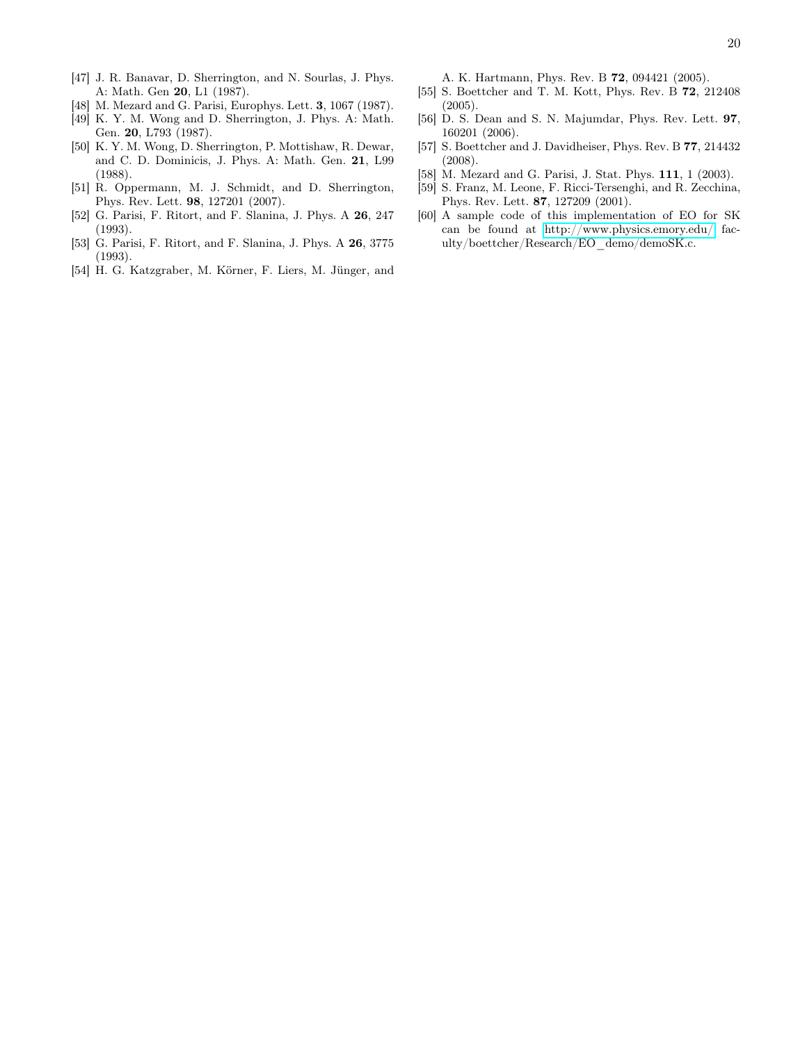[47] J. R. Banavar, D. Sherrington, and N. Sourlas, J. Phys. A: Math. Gen **20**, L1 (1987).

[48] M. Mezard and G. Parisi, Europhys. Lett. **3**, 1067 (1987).

[49] K. Y. M. Wong and D. Sherrington, J. Phys. A: Math. Gen. **20**, L793 (1987).

[50] K. Y. M. Wong, D. Sherrington, P. Mottishaw, R. Dewar, and C. D. Dominicis, J. Phys. A: Math. Gen. **21**, L99 (1988).

[51] R. Oppermann, M. J. Schmidt, and D. Sherrington, Phys. Rev. Lett. **98**, 127201 (2007).

[52] G. Parisi, F. Ritort, and F. Slanina, J. Phys. A **26**, 247 (1993).

[53] G. Parisi, F. Ritort, and F. Slanina, J. Phys. A **26**, 3775 (1993).

[54] H. G. Katzgraber, M. Körner, F. Liers, M. Jünger, and A. K. Hartmann, Phys. Rev. B **72**, 094421 (2005).

[55] S. Boettcher and T. M. Kott, Phys. Rev. B **72**, 212408 (2005).

[56] D. S. Dean and S. N. Majumdar, Phys. Rev. Lett. **97**, 160201 (2006).

[57] S. Boettcher and J. Davidheiser, Phys. Rev. B **77**, 214432 (2008).

[58] M. Mezard and G. Parisi, J. Stat. Phys. **111**, 1 (2003).

[59] S. Franz, M. Leone, F. Ricci-Tersenghi, and R. Zecchina, Phys. Rev. Lett. **87**, 127209 (2001).

[60] A sample code of this implementation of EO for SK can be found at http://www.physics.emory.edu/faculty/boettcher/Research/EO_demo/demoSK.c.